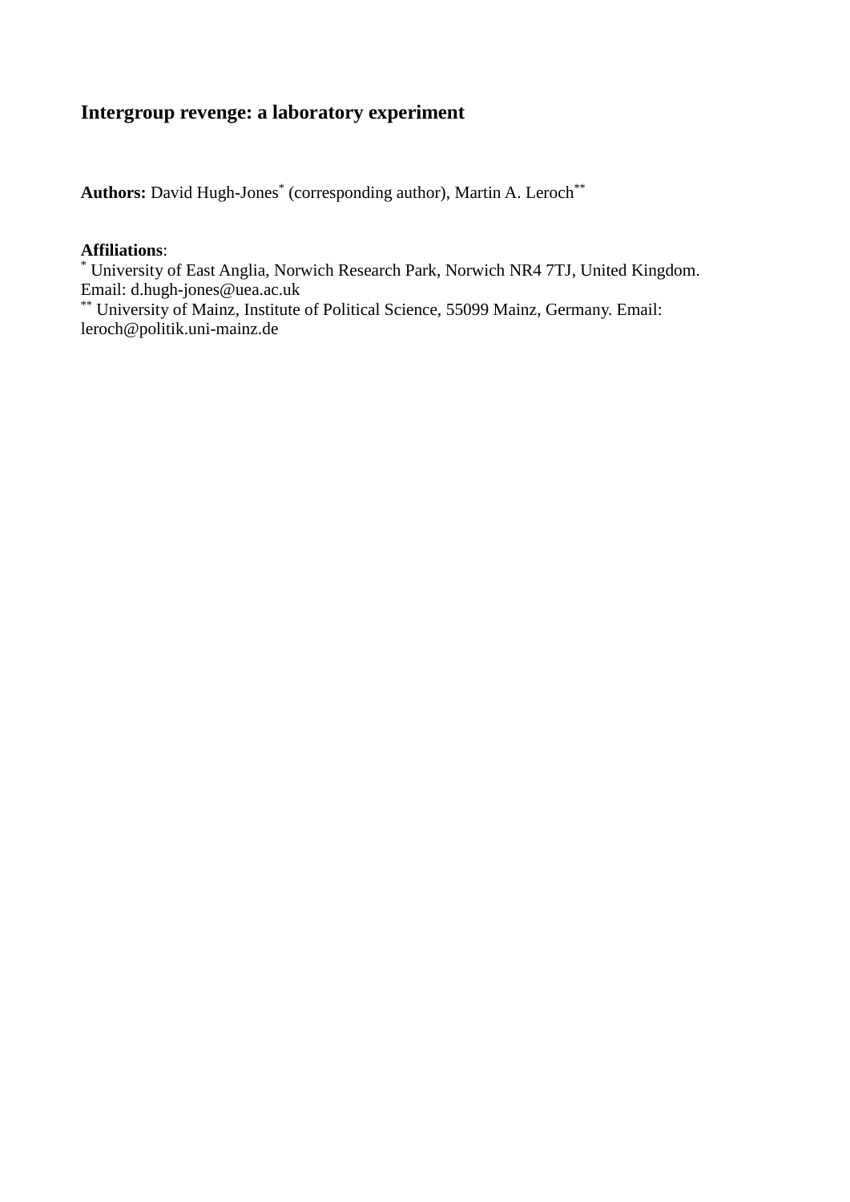# Intergroup revenge: a laboratory experiment

**Authors:** David Hugh-Jones[*] (corresponding author), Martin A. Leroch[**]

**Affiliations**:

[*] University of East Anglia, Norwich Research Park, Norwich NR4 7TJ, United Kingdom. Email: d.hugh-jones@uea.ac.uk

[**] University of Mainz, Institute of Political Science, 55099 Mainz, Germany. Email: leroch@politik.uni-mainz.de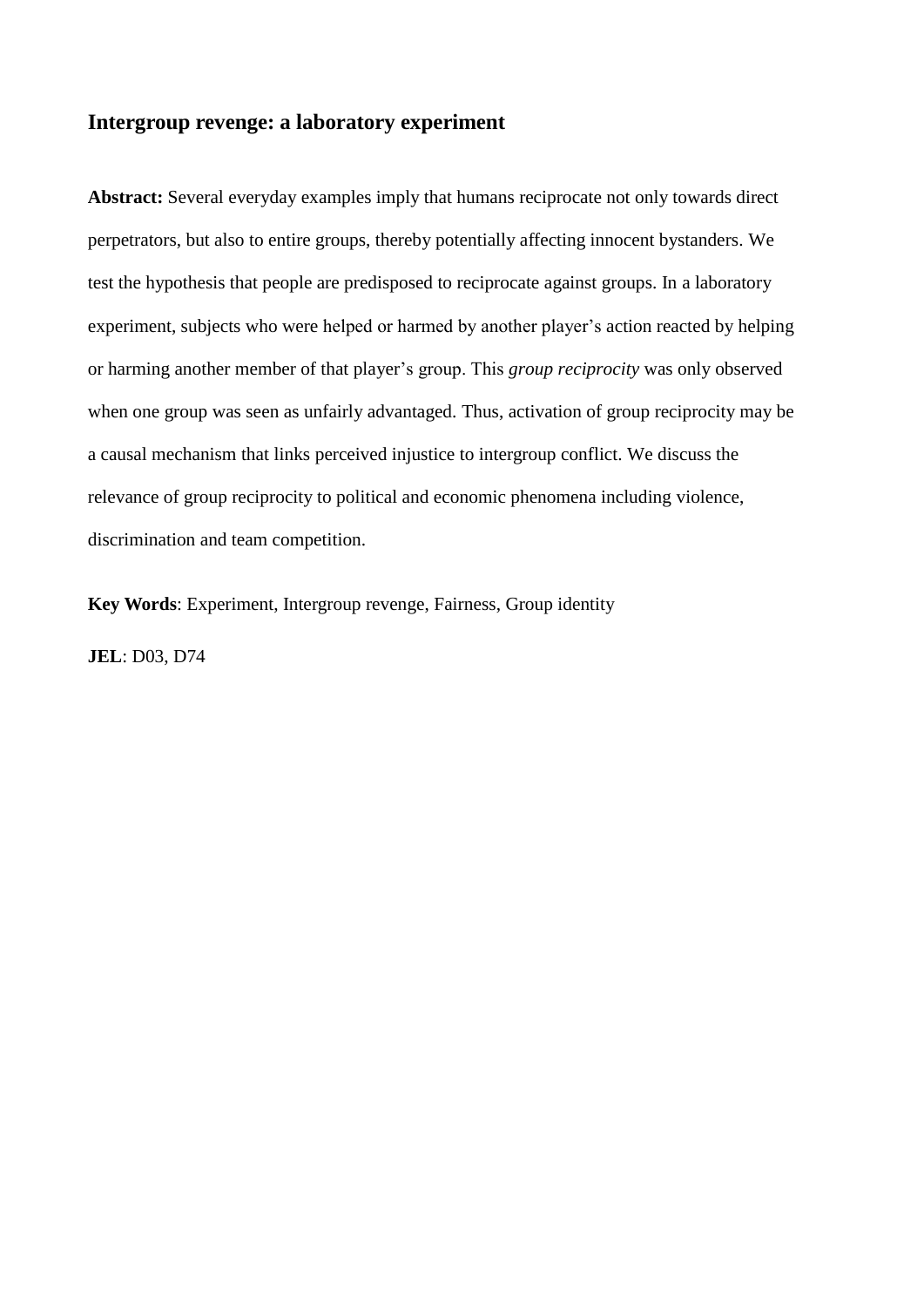## Intergroup revenge: a laboratory experiment

**Abstract:** Several everyday examples imply that humans reciprocate not only towards direct perpetrators, but also to entire groups, thereby potentially affecting innocent bystanders. We test the hypothesis that people are predisposed to reciprocate against groups. In a laboratory experiment, subjects who were helped or harmed by another player's action reacted by helping or harming another member of that player's group. This *group reciprocity* was only observed when one group was seen as unfairly advantaged. Thus, activation of group reciprocity may be a causal mechanism that links perceived injustice to intergroup conflict. We discuss the relevance of group reciprocity to political and economic phenomena including violence, discrimination and team competition.

**Key Words**: Experiment, Intergroup revenge, Fairness, Group identity

**JEL**: D03, D74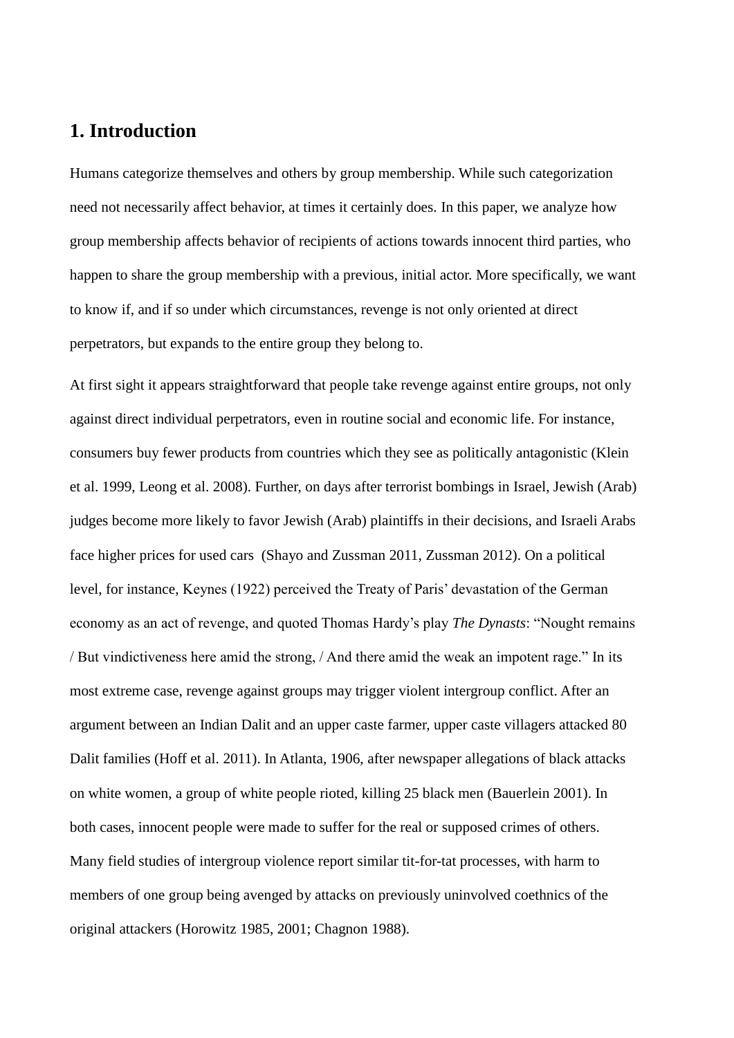## 1. Introduction

Humans categorize themselves and others by group membership. While such categorization need not necessarily affect behavior, at times it certainly does. In this paper, we analyze how group membership affects behavior of recipients of actions towards innocent third parties, who happen to share the group membership with a previous, initial actor. More specifically, we want to know if, and if so under which circumstances, revenge is not only oriented at direct perpetrators, but expands to the entire group they belong to.

At first sight it appears straightforward that people take revenge against entire groups, not only against direct individual perpetrators, even in routine social and economic life. For instance, consumers buy fewer products from countries which they see as politically antagonistic (Klein et al. 1999, Leong et al. 2008). Further, on days after terrorist bombings in Israel, Jewish (Arab) judges become more likely to favor Jewish (Arab) plaintiffs in their decisions, and Israeli Arabs face higher prices for used cars (Shayo and Zussman 2011, Zussman 2012). On a political level, for instance, Keynes (1922) perceived the Treaty of Paris' devastation of the German economy as an act of revenge, and quoted Thomas Hardy's play *The Dynasts*: "Nought remains / But vindictiveness here amid the strong, / And there amid the weak an impotent rage." In its most extreme case, revenge against groups may trigger violent intergroup conflict. After an argument between an Indian Dalit and an upper caste farmer, upper caste villagers attacked 80 Dalit families (Hoff et al. 2011). In Atlanta, 1906, after newspaper allegations of black attacks on white women, a group of white people rioted, killing 25 black men (Bauerlein 2001). In both cases, innocent people were made to suffer for the real or supposed crimes of others. Many field studies of intergroup violence report similar tit-for-tat processes, with harm to members of one group being avenged by attacks on previously uninvolved coethnics of the original attackers (Horowitz 1985, 2001; Chagnon 1988).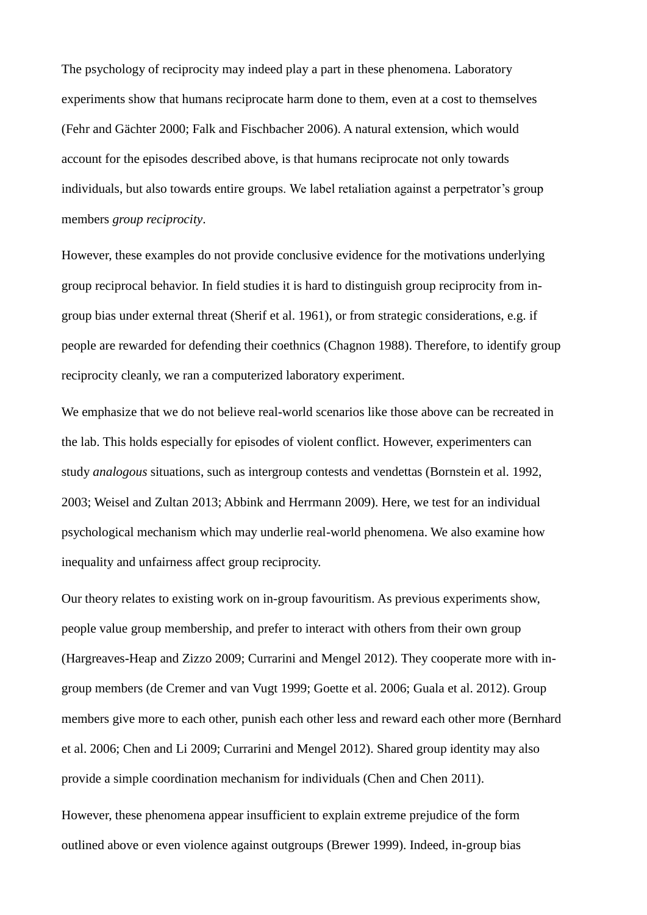The psychology of reciprocity may indeed play a part in these phenomena. Laboratory experiments show that humans reciprocate harm done to them, even at a cost to themselves (Fehr and Gächter 2000; Falk and Fischbacher 2006). A natural extension, which would account for the episodes described above, is that humans reciprocate not only towards individuals, but also towards entire groups. We label retaliation against a perpetrator's group members *group reciprocity*.

However, these examples do not provide conclusive evidence for the motivations underlying group reciprocal behavior. In field studies it is hard to distinguish group reciprocity from in-group bias under external threat (Sherif et al. 1961), or from strategic considerations, e.g. if people are rewarded for defending their coethnics (Chagnon 1988). Therefore, to identify group reciprocity cleanly, we ran a computerized laboratory experiment.

We emphasize that we do not believe real-world scenarios like those above can be recreated in the lab. This holds especially for episodes of violent conflict. However, experimenters can study *analogous* situations, such as intergroup contests and vendettas (Bornstein et al. 1992, 2003; Weisel and Zultan 2013; Abbink and Herrmann 2009). Here, we test for an individual psychological mechanism which may underlie real-world phenomena. We also examine how inequality and unfairness affect group reciprocity.

Our theory relates to existing work on in-group favouritism. As previous experiments show, people value group membership, and prefer to interact with others from their own group (Hargreaves-Heap and Zizzo 2009; Currarini and Mengel 2012). They cooperate more with in-group members (de Cremer and van Vugt 1999; Goette et al. 2006; Guala et al. 2012). Group members give more to each other, punish each other less and reward each other more (Bernhard et al. 2006; Chen and Li 2009; Currarini and Mengel 2012). Shared group identity may also provide a simple coordination mechanism for individuals (Chen and Chen 2011).

However, these phenomena appear insufficient to explain extreme prejudice of the form outlined above or even violence against outgroups (Brewer 1999). Indeed, in-group bias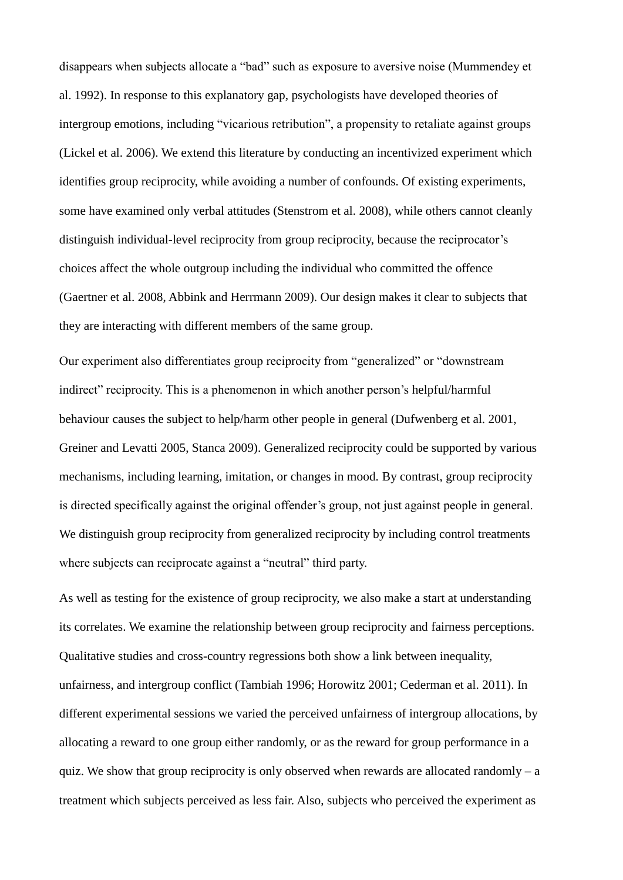disappears when subjects allocate a “bad” such as exposure to aversive noise (Mummendey et al. 1992). In response to this explanatory gap, psychologists have developed theories of intergroup emotions, including “vicarious retribution”, a propensity to retaliate against groups (Lickel et al. 2006). We extend this literature by conducting an incentivized experiment which identifies group reciprocity, while avoiding a number of confounds. Of existing experiments, some have examined only verbal attitudes (Stenstrom et al. 2008), while others cannot cleanly distinguish individual-level reciprocity from group reciprocity, because the reciprocator’s choices affect the whole outgroup including the individual who committed the offence (Gaertner et al. 2008, Abbink and Herrmann 2009). Our design makes it clear to subjects that they are interacting with different members of the same group.

Our experiment also differentiates group reciprocity from “generalized” or “downstream indirect” reciprocity. This is a phenomenon in which another person’s helpful/harmful behaviour causes the subject to help/harm other people in general (Dufwenberg et al. 2001, Greiner and Levatti 2005, Stanca 2009). Generalized reciprocity could be supported by various mechanisms, including learning, imitation, or changes in mood. By contrast, group reciprocity is directed specifically against the original offender’s group, not just against people in general. We distinguish group reciprocity from generalized reciprocity by including control treatments where subjects can reciprocate against a “neutral” third party.

As well as testing for the existence of group reciprocity, we also make a start at understanding its correlates. We examine the relationship between group reciprocity and fairness perceptions. Qualitative studies and cross-country regressions both show a link between inequality, unfairness, and intergroup conflict (Tambiah 1996; Horowitz 2001; Cederman et al. 2011). In different experimental sessions we varied the perceived unfairness of intergroup allocations, by allocating a reward to one group either randomly, or as the reward for group performance in a quiz. We show that group reciprocity is only observed when rewards are allocated randomly – a treatment which subjects perceived as less fair. Also, subjects who perceived the experiment as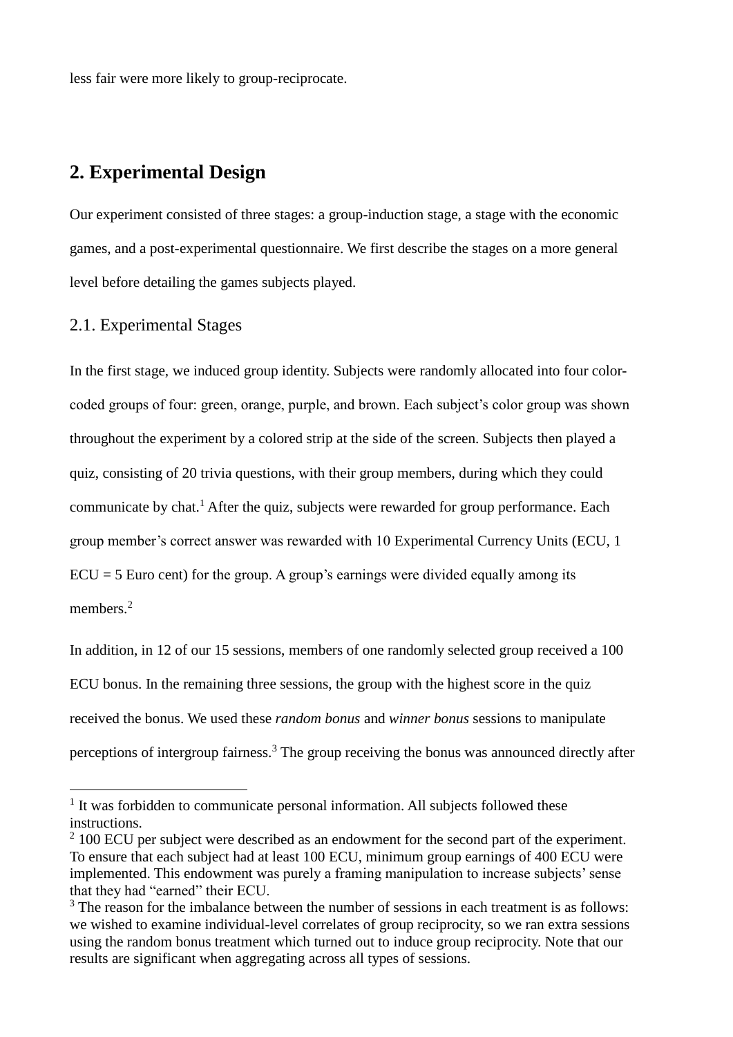less fair were more likely to group-reciprocate.

## 2. Experimental Design

Our experiment consisted of three stages: a group-induction stage, a stage with the economic games, and a post-experimental questionnaire. We first describe the stages on a more general level before detailing the games subjects played.

### 2.1. Experimental Stages

In the first stage, we induced group identity. Subjects were randomly allocated into four color-coded groups of four: green, orange, purple, and brown. Each subject's color group was shown throughout the experiment by a colored strip at the side of the screen. Subjects then played a quiz, consisting of 20 trivia questions, with their group members, during which they could communicate by chat.[1] After the quiz, subjects were rewarded for group performance. Each group member's correct answer was rewarded with 10 Experimental Currency Units (ECU, 1 ECU = 5 Euro cent) for the group. A group's earnings were divided equally among its members.[2]

In addition, in 12 of our 15 sessions, members of one randomly selected group received a 100 ECU bonus. In the remaining three sessions, the group with the highest score in the quiz received the bonus. We used these *random bonus* and *winner bonus* sessions to manipulate perceptions of intergroup fairness.[3] The group receiving the bonus was announced directly after

---

[1] It was forbidden to communicate personal information. All subjects followed these instructions.

[2] 100 ECU per subject were described as an endowment for the second part of the experiment. To ensure that each subject had at least 100 ECU, minimum group earnings of 400 ECU were implemented. This endowment was purely a framing manipulation to increase subjects' sense that they had "earned" their ECU.

[3] The reason for the imbalance between the number of sessions in each treatment is as follows: we wished to examine individual-level correlates of group reciprocity, so we ran extra sessions using the random bonus treatment which turned out to induce group reciprocity. Note that our results are significant when aggregating across all types of sessions.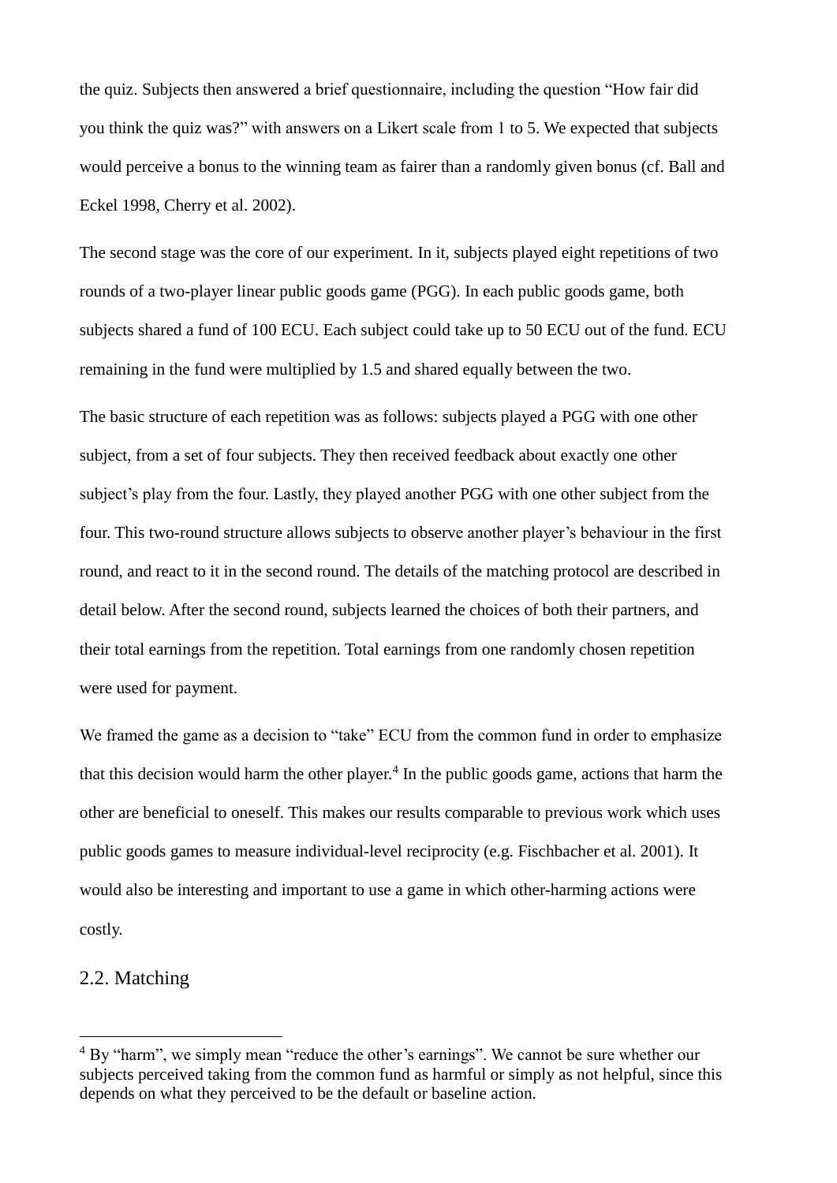the quiz. Subjects then answered a brief questionnaire, including the question "How fair did you think the quiz was?" with answers on a Likert scale from 1 to 5. We expected that subjects would perceive a bonus to the winning team as fairer than a randomly given bonus (cf. Ball and Eckel 1998, Cherry et al. 2002).

The second stage was the core of our experiment. In it, subjects played eight repetitions of two rounds of a two-player linear public goods game (PGG). In each public goods game, both subjects shared a fund of 100 ECU. Each subject could take up to 50 ECU out of the fund. ECU remaining in the fund were multiplied by 1.5 and shared equally between the two.

The basic structure of each repetition was as follows: subjects played a PGG with one other subject, from a set of four subjects. They then received feedback about exactly one other subject's play from the four. Lastly, they played another PGG with one other subject from the four. This two-round structure allows subjects to observe another player's behaviour in the first round, and react to it in the second round. The details of the matching protocol are described in detail below. After the second round, subjects learned the choices of both their partners, and their total earnings from the repetition. Total earnings from one randomly chosen repetition were used for payment.

We framed the game as a decision to "take" ECU from the common fund in order to emphasize that this decision would harm the other player.[4] In the public goods game, actions that harm the other are beneficial to oneself. This makes our results comparable to previous work which uses public goods games to measure individual-level reciprocity (e.g. Fischbacher et al. 2001). It would also be interesting and important to use a game in which other-harming actions were costly.

## 2.2. Matching

[4] By "harm", we simply mean "reduce the other's earnings". We cannot be sure whether our subjects perceived taking from the common fund as harmful or simply as not helpful, since this depends on what they perceived to be the default or baseline action.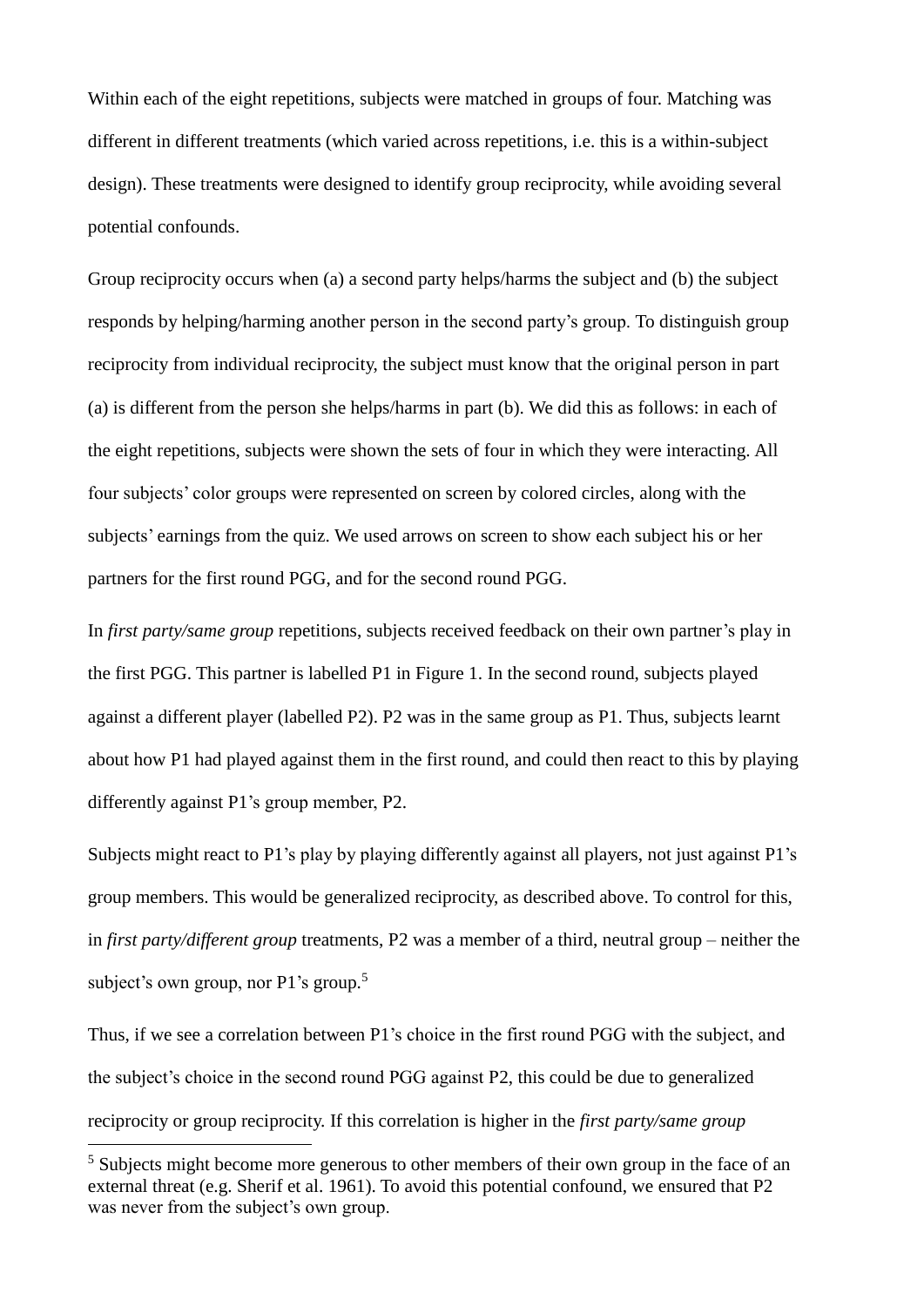Within each of the eight repetitions, subjects were matched in groups of four. Matching was different in different treatments (which varied across repetitions, i.e. this is a within-subject design). These treatments were designed to identify group reciprocity, while avoiding several potential confounds.

Group reciprocity occurs when (a) a second party helps/harms the subject and (b) the subject responds by helping/harming another person in the second party's group. To distinguish group reciprocity from individual reciprocity, the subject must know that the original person in part (a) is different from the person she helps/harms in part (b). We did this as follows: in each of the eight repetitions, subjects were shown the sets of four in which they were interacting. All four subjects' color groups were represented on screen by colored circles, along with the subjects' earnings from the quiz. We used arrows on screen to show each subject his or her partners for the first round PGG, and for the second round PGG.

In *first party/same group* repetitions, subjects received feedback on their own partner's play in the first PGG. This partner is labelled P1 in Figure 1. In the second round, subjects played against a different player (labelled P2). P2 was in the same group as P1. Thus, subjects learnt about how P1 had played against them in the first round, and could then react to this by playing differently against P1's group member, P2.

Subjects might react to P1's play by playing differently against all players, not just against P1's group members. This would be generalized reciprocity, as described above. To control for this, in *first party/different group* treatments, P2 was a member of a third, neutral group – neither the subject's own group, nor P1's group.[5]

Thus, if we see a correlation between P1's choice in the first round PGG with the subject, and the subject's choice in the second round PGG against P2, this could be due to generalized reciprocity or group reciprocity. If this correlation is higher in the *first party/same group*

[5] Subjects might become more generous to other members of their own group in the face of an external threat (e.g. Sherif et al. 1961). To avoid this potential confound, we ensured that P2 was never from the subject's own group.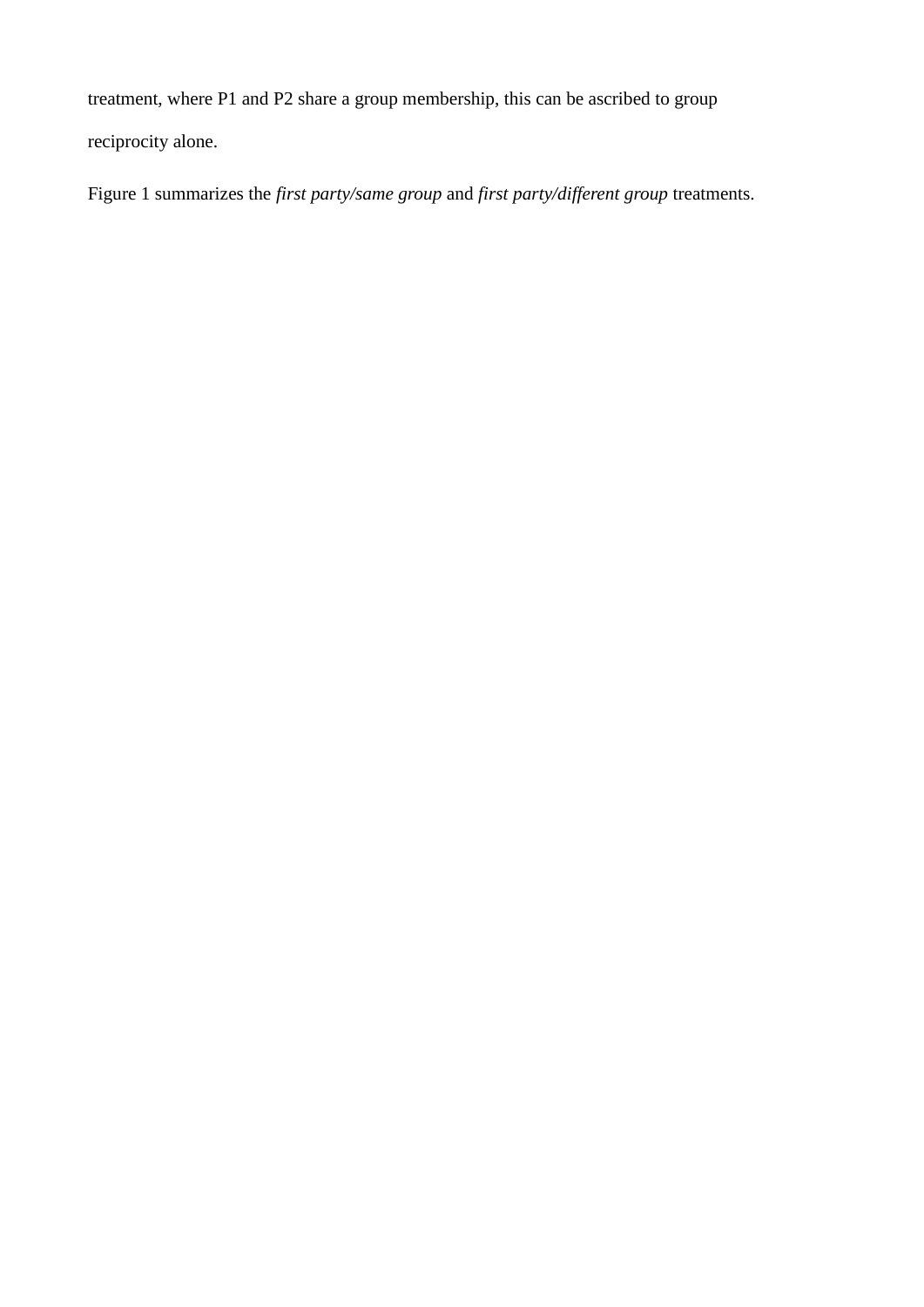treatment, where P1 and P2 share a group membership, this can be ascribed to group reciprocity alone.

Figure 1 summarizes the *first party/same group* and *first party/different group* treatments.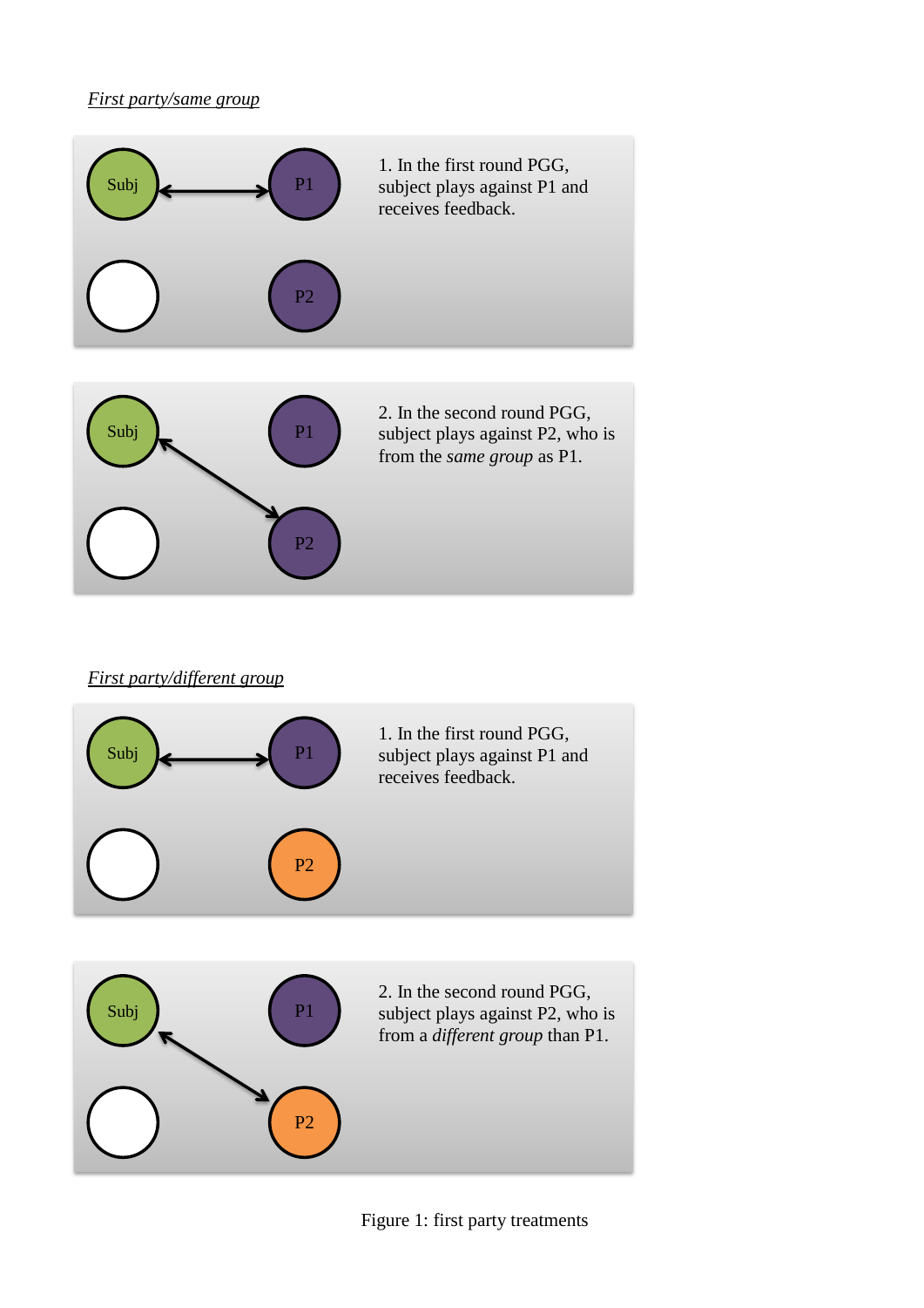*First party/same group*

Subj — P1

P2

1. In the first round PGG, subject plays against P1 and receives feedback.

Subj — P1

P2

2. In the second round PGG, subject plays against P2, who is from the *same group* as P1.

*First party/different group*

Subj — P1

P2

1. In the first round PGG, subject plays against P1 and receives feedback.

Subj — P1

P2

2. In the second round PGG, subject plays against P2, who is from a *different group* than P1.

Figure 1: first party treatments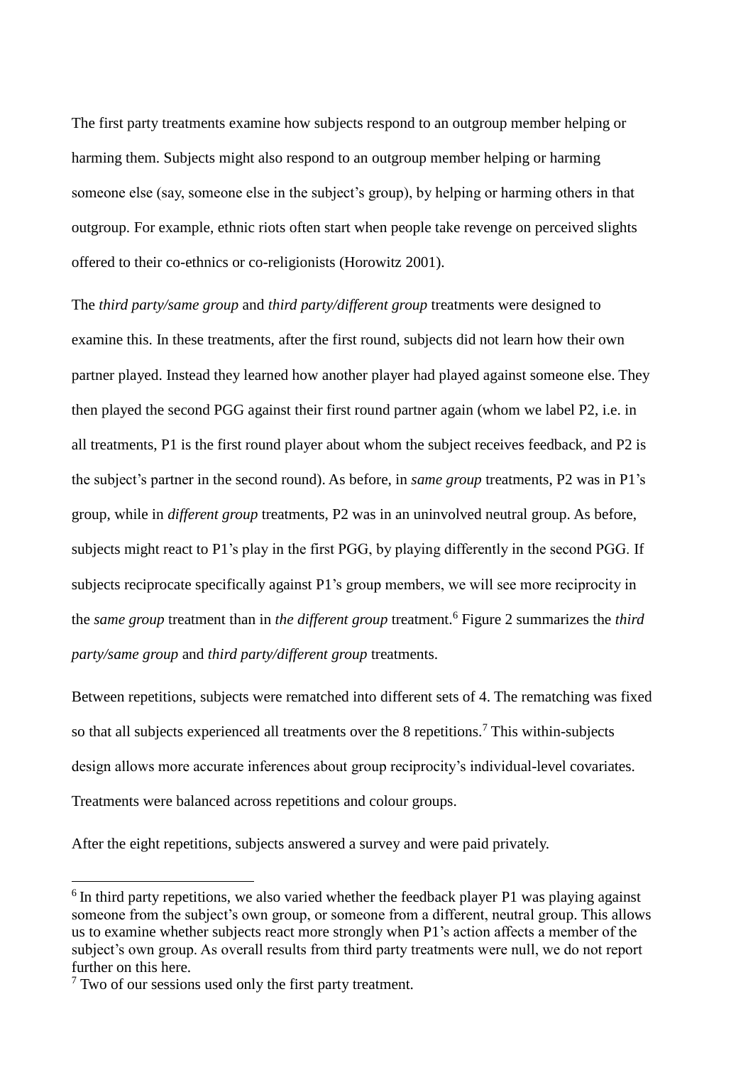The first party treatments examine how subjects respond to an outgroup member helping or harming them. Subjects might also respond to an outgroup member helping or harming someone else (say, someone else in the subject's group), by helping or harming others in that outgroup. For example, ethnic riots often start when people take revenge on perceived slights offered to their co-ethnics or co-religionists (Horowitz 2001).

The *third party/same group* and *third party/different group* treatments were designed to examine this. In these treatments, after the first round, subjects did not learn how their own partner played. Instead they learned how another player had played against someone else. They then played the second PGG against their first round partner again (whom we label P2, i.e. in all treatments, P1 is the first round player about whom the subject receives feedback, and P2 is the subject's partner in the second round). As before, in *same group* treatments, P2 was in P1's group, while in *different group* treatments, P2 was in an uninvolved neutral group. As before, subjects might react to P1's play in the first PGG, by playing differently in the second PGG. If subjects reciprocate specifically against P1's group members, we will see more reciprocity in the *same group* treatment than in *the different group* treatment.[6] Figure 2 summarizes the *third party/same group* and *third party/different group* treatments.

Between repetitions, subjects were rematched into different sets of 4. The rematching was fixed so that all subjects experienced all treatments over the 8 repetitions.[7] This within-subjects design allows more accurate inferences about group reciprocity's individual-level covariates. Treatments were balanced across repetitions and colour groups.

After the eight repetitions, subjects answered a survey and were paid privately.

---

[6] In third party repetitions, we also varied whether the feedback player P1 was playing against someone from the subject's own group, or someone from a different, neutral group. This allows us to examine whether subjects react more strongly when P1's action affects a member of the subject's own group. As overall results from third party treatments were null, we do not report further on this here.

[7] Two of our sessions used only the first party treatment.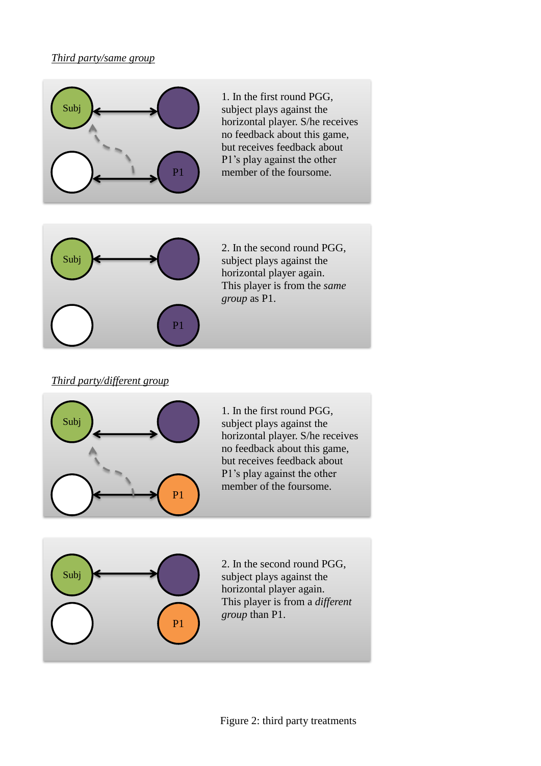*Third party/same group*

1. In the first round PGG, subject plays against the horizontal player. S/he receives no feedback about this game, but receives feedback about P1's play against the other member of the foursome.

2. In the second round PGG, subject plays against the horizontal player again. This player is from the *same group* as P1.

*Third party/different group*

1. In the first round PGG, subject plays against the horizontal player. S/he receives no feedback about this game, but receives feedback about P1's play against the other member of the foursome.

2. In the second round PGG, subject plays against the horizontal player again. This player is from a *different group* than P1.

Figure 2: third party treatments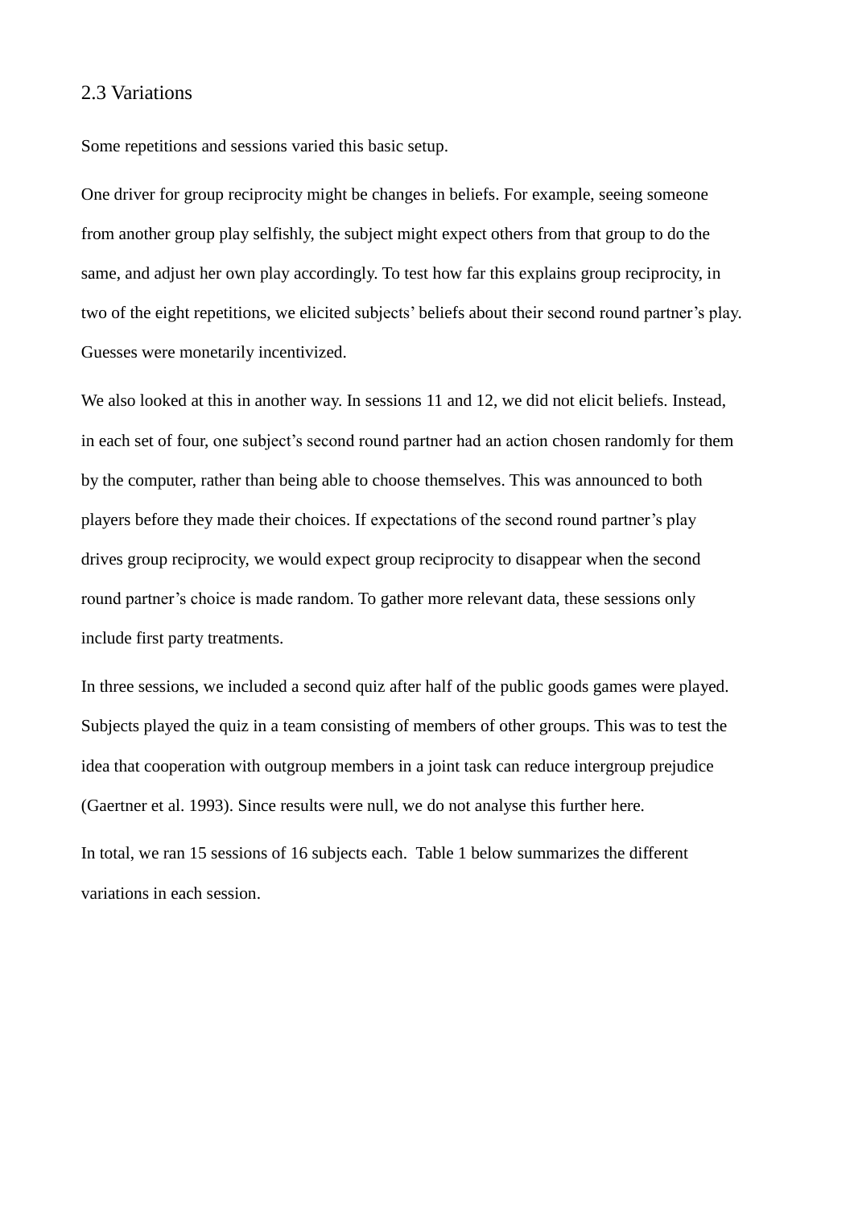### 2.3 Variations

Some repetitions and sessions varied this basic setup.

One driver for group reciprocity might be changes in beliefs. For example, seeing someone from another group play selfishly, the subject might expect others from that group to do the same, and adjust her own play accordingly. To test how far this explains group reciprocity, in two of the eight repetitions, we elicited subjects' beliefs about their second round partner's play. Guesses were monetarily incentivized.

We also looked at this in another way. In sessions 11 and 12, we did not elicit beliefs. Instead, in each set of four, one subject's second round partner had an action chosen randomly for them by the computer, rather than being able to choose themselves. This was announced to both players before they made their choices. If expectations of the second round partner's play drives group reciprocity, we would expect group reciprocity to disappear when the second round partner's choice is made random. To gather more relevant data, these sessions only include first party treatments.

In three sessions, we included a second quiz after half of the public goods games were played. Subjects played the quiz in a team consisting of members of other groups. This was to test the idea that cooperation with outgroup members in a joint task can reduce intergroup prejudice (Gaertner et al. 1993). Since results were null, we do not analyse this further here.

In total, we ran 15 sessions of 16 subjects each. Table 1 below summarizes the different variations in each session.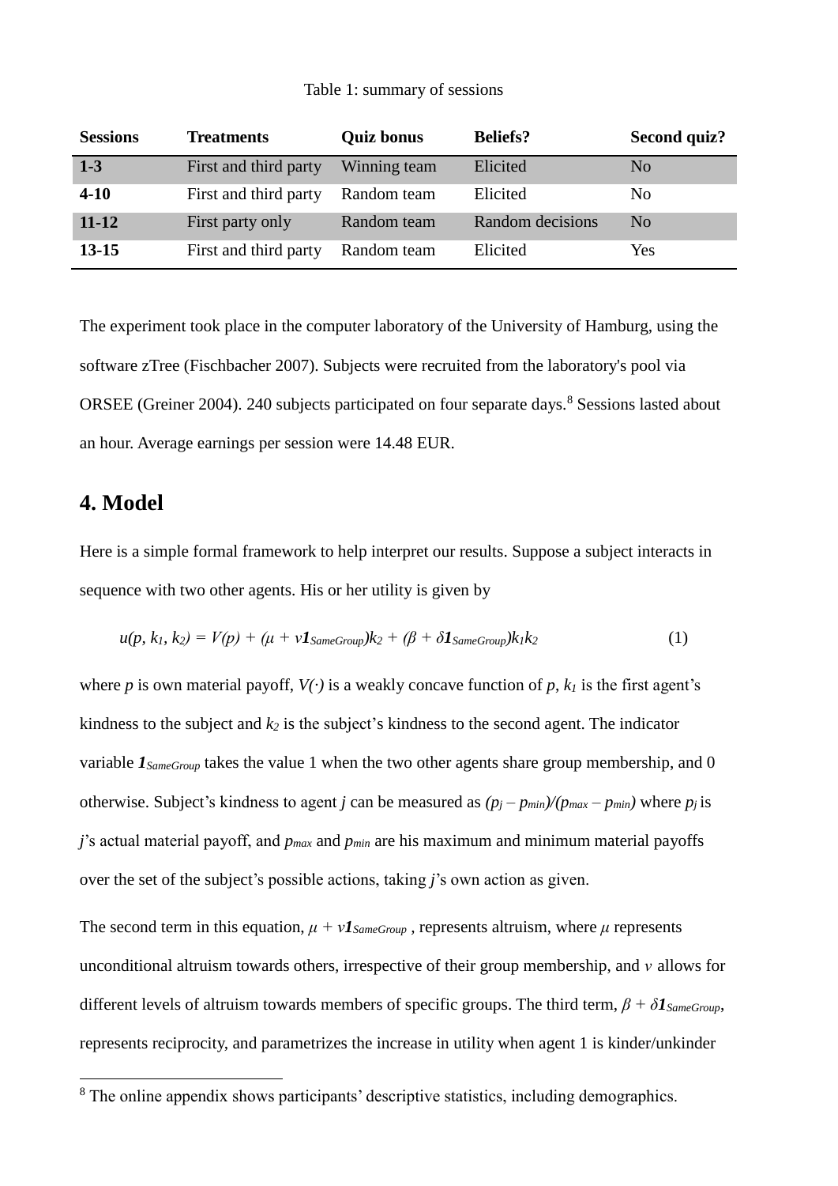Table 1: summary of sessions

| Sessions | Treatments | Quiz bonus | Beliefs? | Second quiz? |
|---|---|---|---|---|
| **1-3** | First and third party | Winning team | Elicited | No |
| **4-10** | First and third party | Random team | Elicited | No |
| **11-12** | First party only | Random team | Random decisions | No |
| **13-15** | First and third party | Random team | Elicited | Yes |

The experiment took place in the computer laboratory of the University of Hamburg, using the software zTree (Fischbacher 2007). Subjects were recruited from the laboratory's pool via ORSEE (Greiner 2004). 240 subjects participated on four separate days.[8] Sessions lasted about an hour. Average earnings per session were 14.48 EUR.

## 4. Model

Here is a simple formal framework to help interpret our results. Suppose a subject interacts in sequence with two other agents. His or her utility is given by

$$u(p, k_1, k_2) = V(p) + (\mu + v\mathbf{1}_{SameGroup})k_2 + (\beta + \delta\mathbf{1}_{SameGroup})k_1k_2 \tag{1}$$

where $p$ is own material payoff, $V(\cdot)$ is a weakly concave function of $p$, $k_1$ is the first agent's kindness to the subject and $k_2$ is the subject's kindness to the second agent. The indicator variable $\mathbf{1}_{SameGroup}$ takes the value 1 when the two other agents share group membership, and 0 otherwise. Subject's kindness to agent $j$ can be measured as $(p_j - p_{min})/(p_{max} - p_{min})$ where $p_j$ is $j$'s actual material payoff, and $p_{max}$ and $p_{min}$ are his maximum and minimum material payoffs over the set of the subject's possible actions, taking $j$'s own action as given.

The second term in this equation, $\mu + v\mathbf{1}_{SameGroup}$ , represents altruism, where $\mu$ represents unconditional altruism towards others, irrespective of their group membership, and $v$ allows for different levels of altruism towards members of specific groups. The third term, $\beta + \delta\mathbf{1}_{SameGroup}$, represents reciprocity, and parametrizes the increase in utility when agent 1 is kinder/unkinder

[8] The online appendix shows participants' descriptive statistics, including demographics.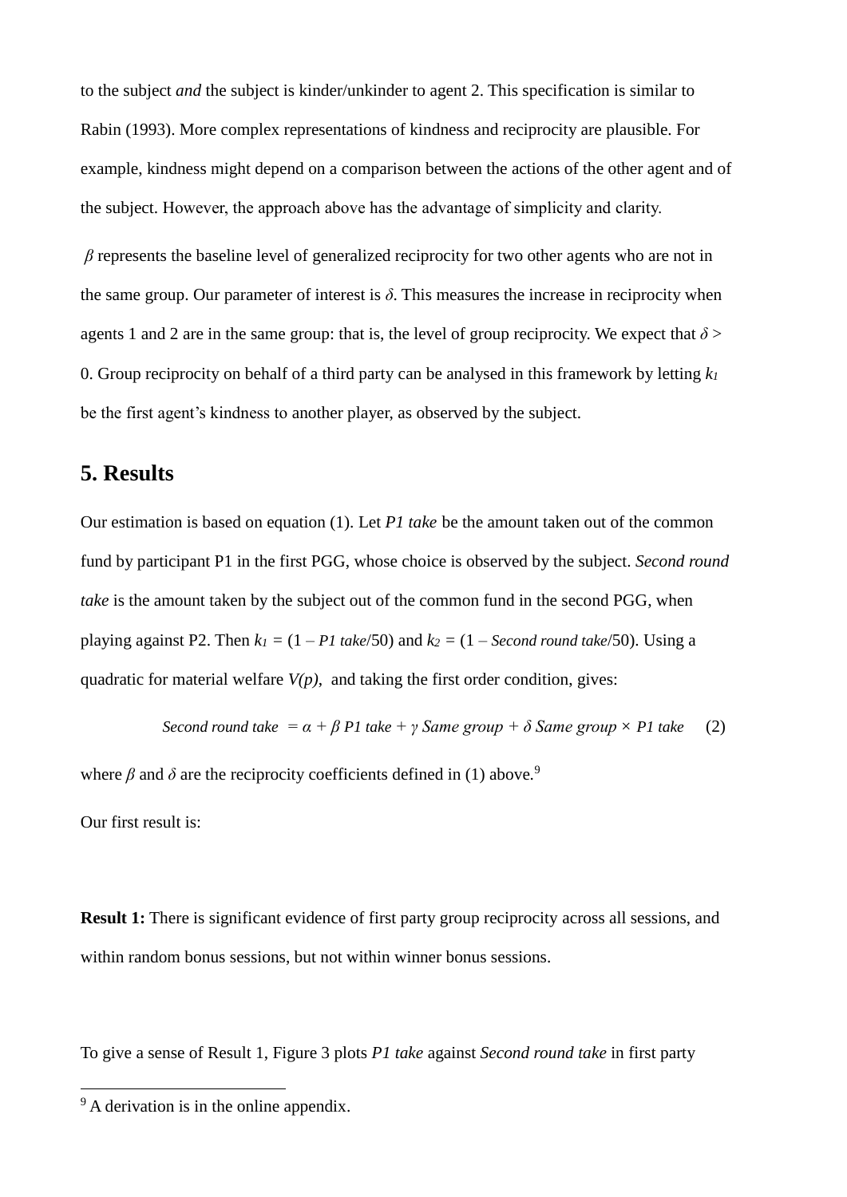to the subject *and* the subject is kinder/unkinder to agent 2. This specification is similar to Rabin (1993). More complex representations of kindness and reciprocity are plausible. For example, kindness might depend on a comparison between the actions of the other agent and of the subject. However, the approach above has the advantage of simplicity and clarity.

$\beta$ represents the baseline level of generalized reciprocity for two other agents who are not in the same group. Our parameter of interest is $\delta$. This measures the increase in reciprocity when agents 1 and 2 are in the same group: that is, the level of group reciprocity. We expect that $\delta > 0$. Group reciprocity on behalf of a third party can be analysed in this framework by letting $k_1$ be the first agent's kindness to another player, as observed by the subject.

## 5. Results

Our estimation is based on equation (1). Let *P1 take* be the amount taken out of the common fund by participant P1 in the first PGG, whose choice is observed by the subject. *Second round take* is the amount taken by the subject out of the common fund in the second PGG, when playing against P2. Then $k_1 = (1 - \textit{P1 take}/50)$ and $k_2 = (1 - \textit{Second round take}/50)$. Using a quadratic for material welfare $V(p)$, and taking the first order condition, gives:

$$\textit{Second round take} = \alpha + \beta\ \textit{P1 take} + \gamma\ \textit{Same group} + \delta\ \textit{Same group} \times \textit{P1 take} \qquad (2)$$

where $\beta$ and $\delta$ are the reciprocity coefficients defined in (1) above.[9]

Our first result is:

**Result 1:** There is significant evidence of first party group reciprocity across all sessions, and within random bonus sessions, but not within winner bonus sessions.

To give a sense of Result 1, Figure 3 plots *P1 take* against *Second round take* in first party

[9] A derivation is in the online appendix.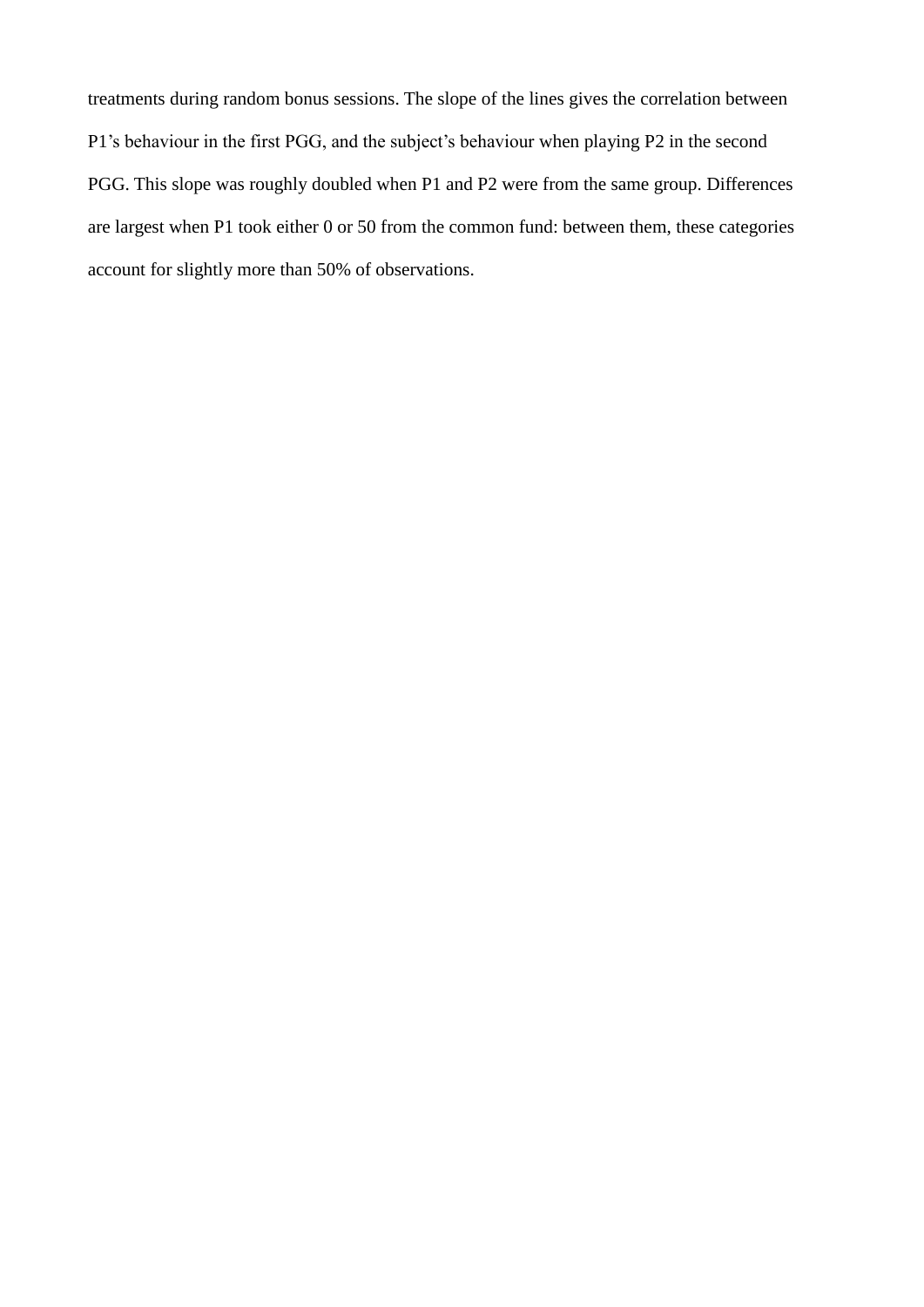treatments during random bonus sessions. The slope of the lines gives the correlation between P1's behaviour in the first PGG, and the subject's behaviour when playing P2 in the second PGG. This slope was roughly doubled when P1 and P2 were from the same group. Differences are largest when P1 took either 0 or 50 from the common fund: between them, these categories account for slightly more than 50% of observations.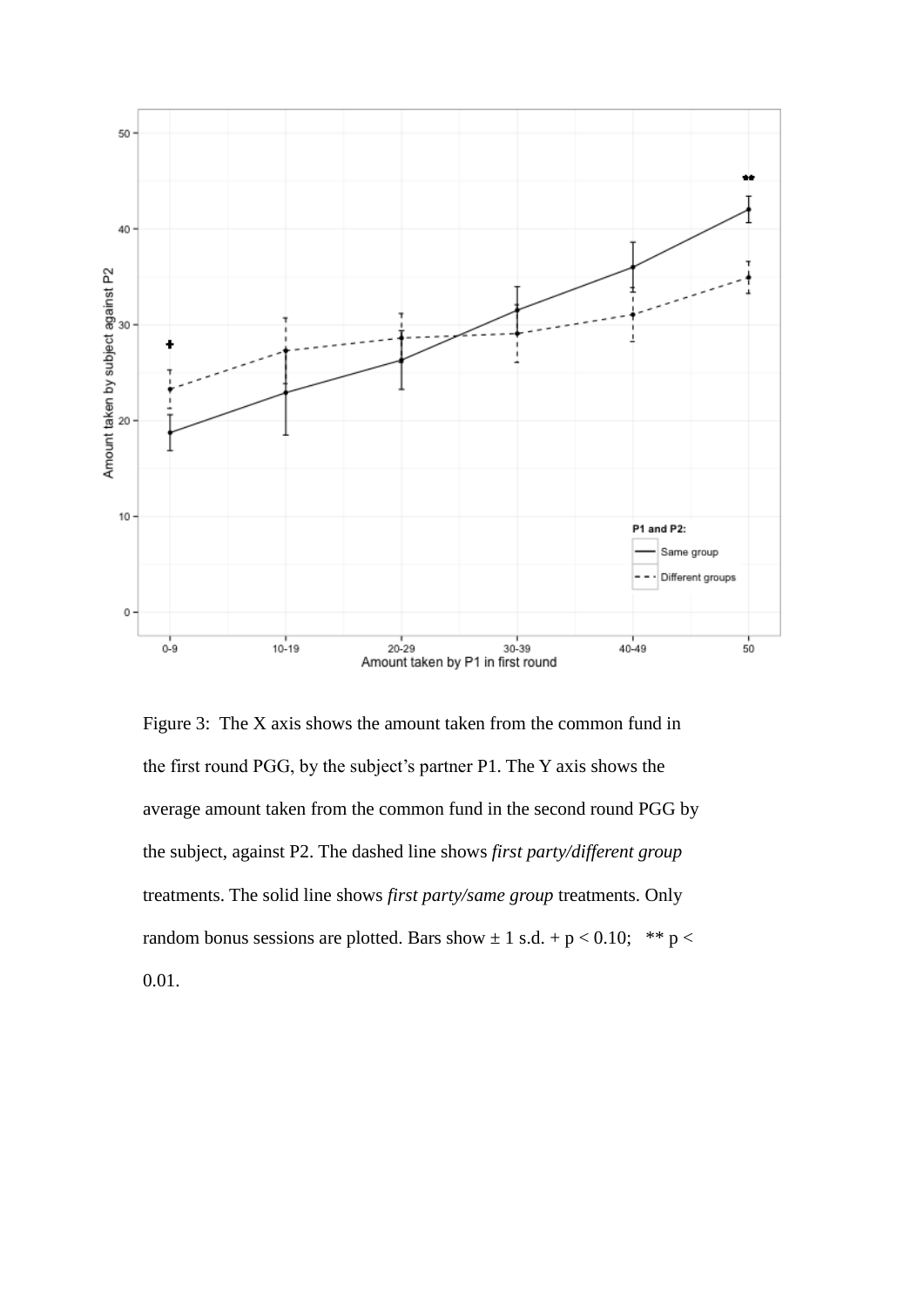Figure 3: The X axis shows the amount taken from the common fund in the first round PGG, by the subject's partner P1. The Y axis shows the average amount taken from the common fund in the second round PGG by the subject, against P2. The dashed line shows *first party/different group* treatments. The solid line shows *first party/same group* treatments. Only random bonus sessions are plotted. Bars show ± 1 s.d. + $p < 0.10$; ** $p < 0.01$.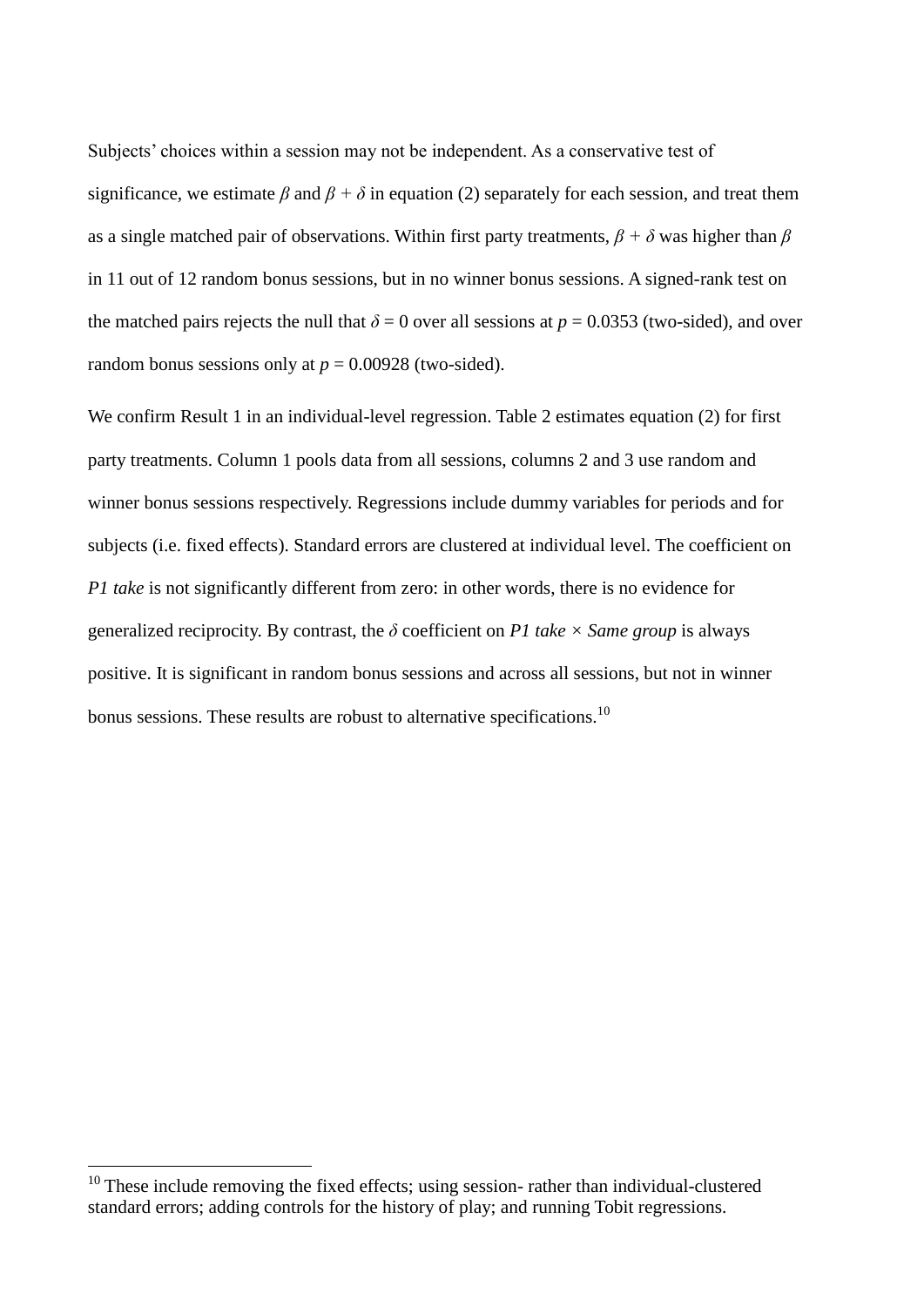Subjects' choices within a session may not be independent. As a conservative test of significance, we estimate $\beta$ and $\beta + \delta$ in equation (2) separately for each session, and treat them as a single matched pair of observations. Within first party treatments, $\beta + \delta$ was higher than $\beta$ in 11 out of 12 random bonus sessions, but in no winner bonus sessions. A signed-rank test on the matched pairs rejects the null that $\delta = 0$ over all sessions at $p = 0.0353$ (two-sided), and over random bonus sessions only at $p = 0.00928$ (two-sided).

We confirm Result 1 in an individual-level regression. Table 2 estimates equation (2) for first party treatments. Column 1 pools data from all sessions, columns 2 and 3 use random and winner bonus sessions respectively. Regressions include dummy variables for periods and for subjects (i.e. fixed effects). Standard errors are clustered at individual level. The coefficient on *P1 take* is not significantly different from zero: in other words, there is no evidence for generalized reciprocity. By contrast, the $\delta$ coefficient on *P1 take × Same group* is always positive. It is significant in random bonus sessions and across all sessions, but not in winner bonus sessions. These results are robust to alternative specifications.[10]

[10] These include removing the fixed effects; using session- rather than individual-clustered standard errors; adding controls for the history of play; and running Tobit regressions.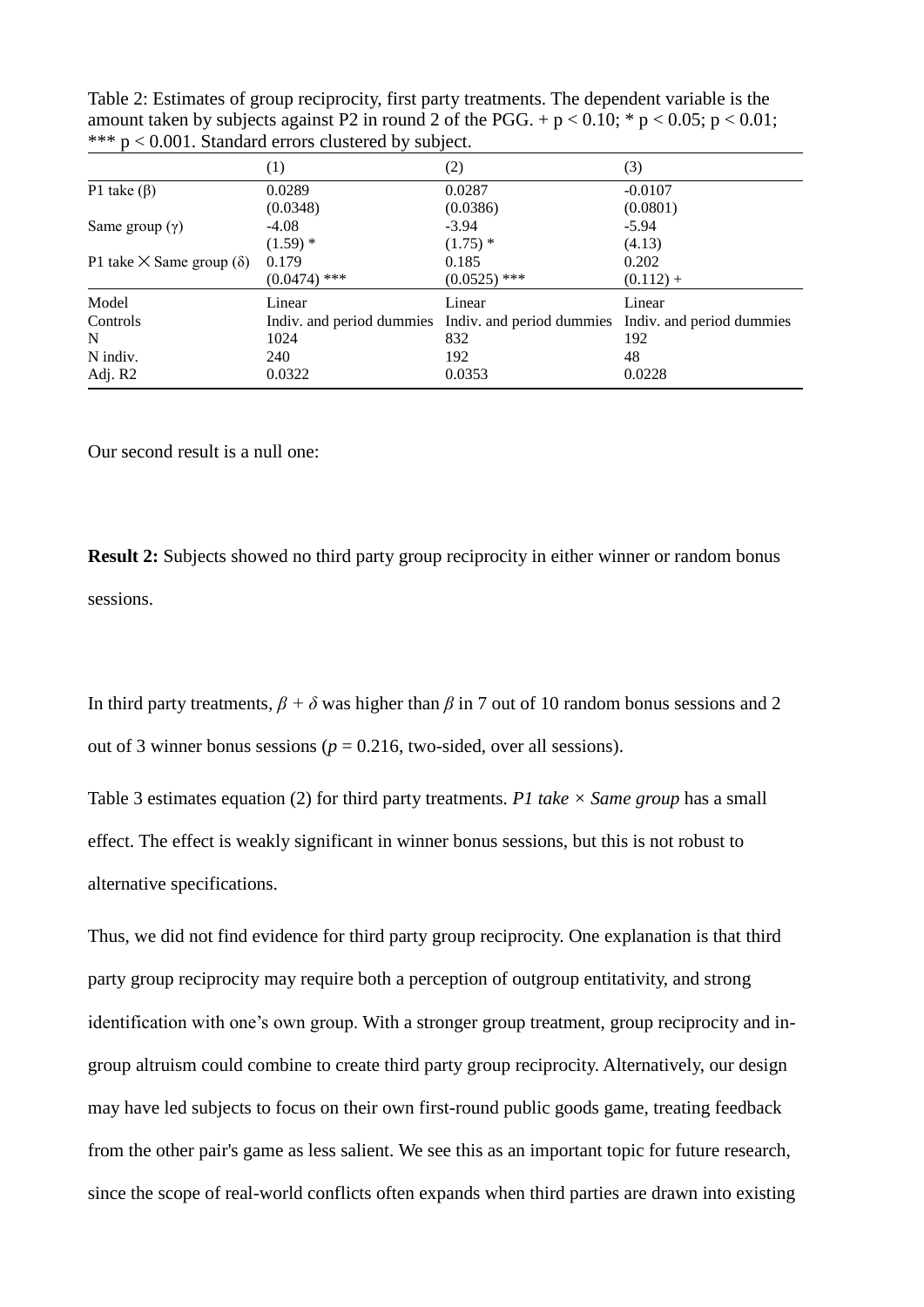Table 2: Estimates of group reciprocity, first party treatments. The dependent variable is the amount taken by subjects against P2 in round 2 of the PGG. + $p < 0.10$; * $p < 0.05$; $p < 0.01$; *** $p < 0.001$. Standard errors clustered by subject.

| | (1) | (2) | (3) |
|---|---|---|---|
| P1 take (β) | 0.0289 | 0.0287 | -0.0107 |
| | (0.0348) | (0.0386) | (0.0801) |
| Same group (γ) | -4.08 | -3.94 | -5.94 |
| | (1.59) * | (1.75) * | (4.13) |
| P1 take × Same group (δ) | 0.179 | 0.185 | 0.202 |
| | (0.0474) *** | (0.0525) *** | (0.112) + |
| Model | Linear | Linear | Linear |
| Controls | Indiv. and period dummies | Indiv. and period dummies | Indiv. and period dummies |
| N | 1024 | 832 | 192 |
| N indiv. | 240 | 192 | 48 |
| Adj. R2 | 0.0322 | 0.0353 | 0.0228 |

Our second result is a null one:

**Result 2:** Subjects showed no third party group reciprocity in either winner or random bonus sessions.

In third party treatments, $\beta + \delta$ was higher than $\beta$ in 7 out of 10 random bonus sessions and 2 out of 3 winner bonus sessions ($p = 0.216$, two-sided, over all sessions).

Table 3 estimates equation (2) for third party treatments. *P1 take × Same group* has a small effect. The effect is weakly significant in winner bonus sessions, but this is not robust to alternative specifications.

Thus, we did not find evidence for third party group reciprocity. One explanation is that third party group reciprocity may require both a perception of outgroup entitativity, and strong identification with one's own group. With a stronger group treatment, group reciprocity and in-group altruism could combine to create third party group reciprocity. Alternatively, our design may have led subjects to focus on their own first-round public goods game, treating feedback from the other pair's game as less salient. We see this as an important topic for future research, since the scope of real-world conflicts often expands when third parties are drawn into existing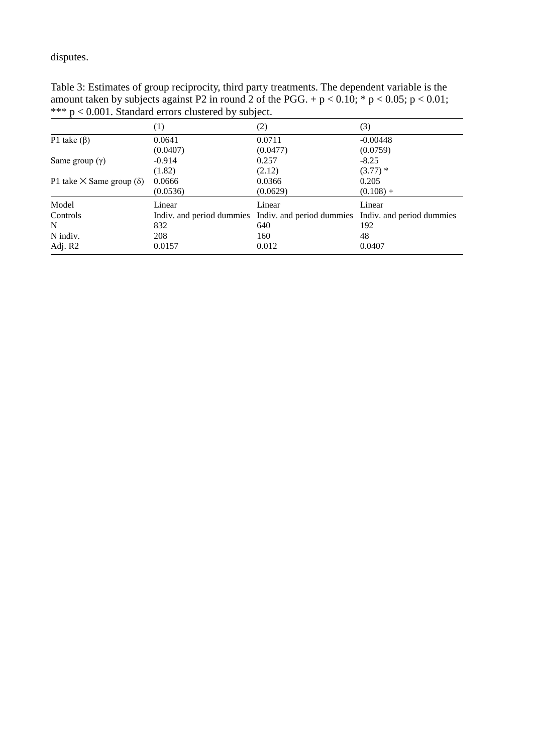disputes.

Table 3: Estimates of group reciprocity, third party treatments. The dependent variable is the amount taken by subjects against P2 in round 2 of the PGG. + $p < 0.10$; * $p < 0.05$; $p < 0.01$; *** $p < 0.001$. Standard errors clustered by subject.

| | (1) | (2) | (3) |
|---|---|---|---|
| P1 take ($\beta$) | 0.0641 | 0.0711 | -0.00448 |
| | (0.0407) | (0.0477) | (0.0759) |
| Same group ($\gamma$) | -0.914 | 0.257 | -8.25 |
| | (1.82) | (2.12) | (3.77) * |
| P1 take $\times$ Same group ($\delta$) | 0.0666 | 0.0366 | 0.205 |
| | (0.0536) | (0.0629) | (0.108) + |
| Model | Linear | Linear | Linear |
| Controls | Indiv. and period dummies | Indiv. and period dummies | Indiv. and period dummies |
| N | 832 | 640 | 192 |
| N indiv. | 208 | 160 | 48 |
| Adj. R2 | 0.0157 | 0.012 | 0.0407 |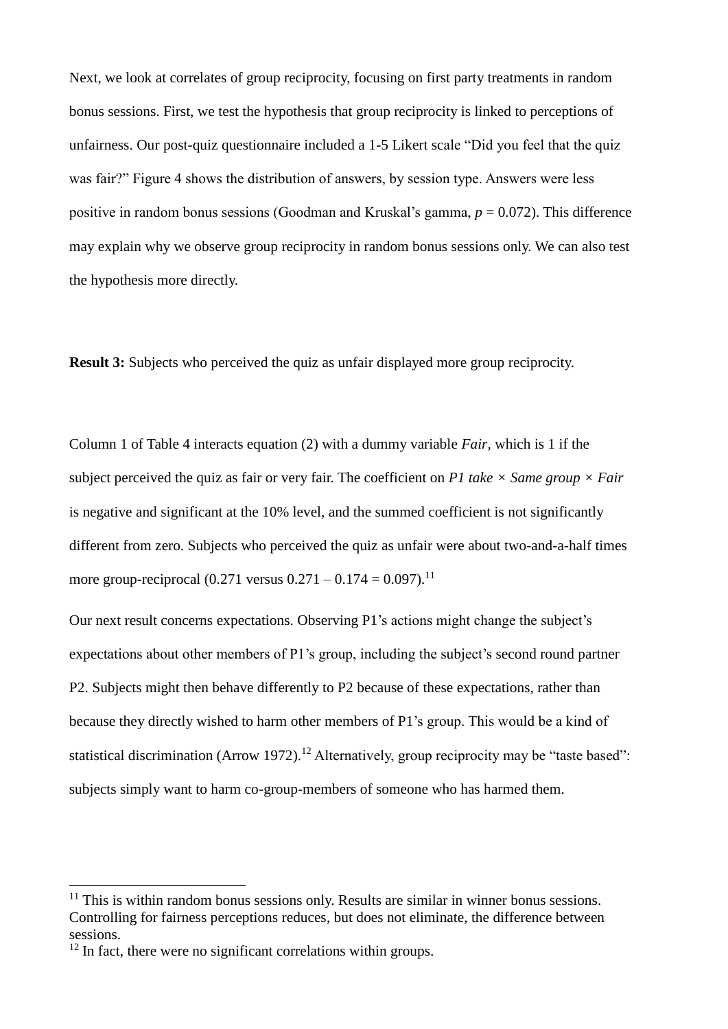Next, we look at correlates of group reciprocity, focusing on first party treatments in random bonus sessions. First, we test the hypothesis that group reciprocity is linked to perceptions of unfairness. Our post-quiz questionnaire included a 1-5 Likert scale "Did you feel that the quiz was fair?" Figure 4 shows the distribution of answers, by session type. Answers were less positive in random bonus sessions (Goodman and Kruskal's gamma, $p = 0.072$). This difference may explain why we observe group reciprocity in random bonus sessions only. We can also test the hypothesis more directly.

**Result 3:** Subjects who perceived the quiz as unfair displayed more group reciprocity.

Column 1 of Table 4 interacts equation (2) with a dummy variable *Fair*, which is 1 if the subject perceived the quiz as fair or very fair. The coefficient on *P1 take × Same group × Fair* is negative and significant at the 10% level, and the summed coefficient is not significantly different from zero. Subjects who perceived the quiz as unfair were about two-and-a-half times more group-reciprocal (0.271 versus 0.271 – 0.174 = 0.097).[11]

Our next result concerns expectations. Observing P1's actions might change the subject's expectations about other members of P1's group, including the subject's second round partner P2. Subjects might then behave differently to P2 because of these expectations, rather than because they directly wished to harm other members of P1's group. This would be a kind of statistical discrimination (Arrow 1972).[12] Alternatively, group reciprocity may be "taste based": subjects simply want to harm co-group-members of someone who has harmed them.

[11] This is within random bonus sessions only. Results are similar in winner bonus sessions. Controlling for fairness perceptions reduces, but does not eliminate, the difference between sessions.

[12] In fact, there were no significant correlations within groups.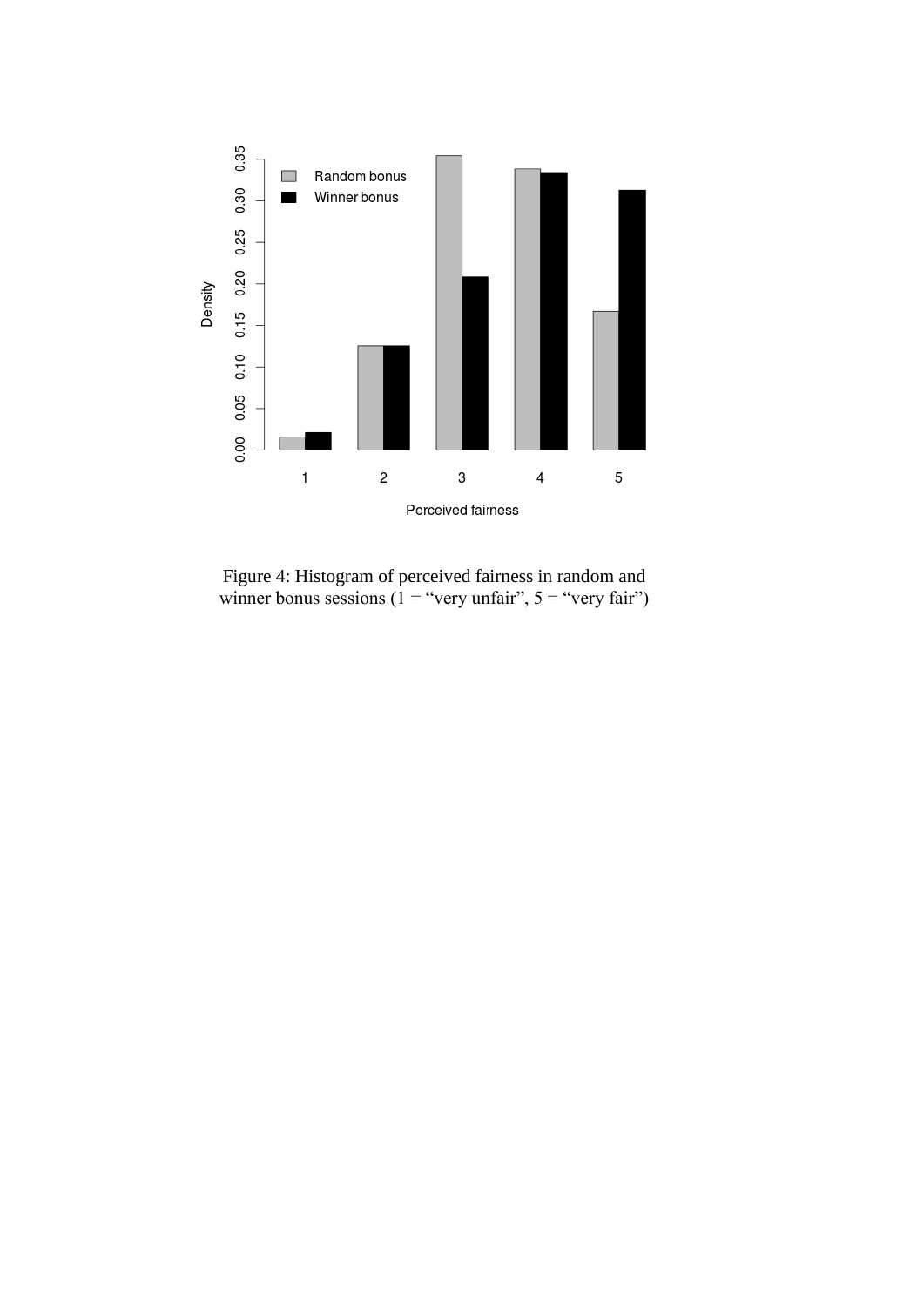Figure 4: Histogram of perceived fairness in random and winner bonus sessions (1 = “very unfair”, 5 = “very fair”)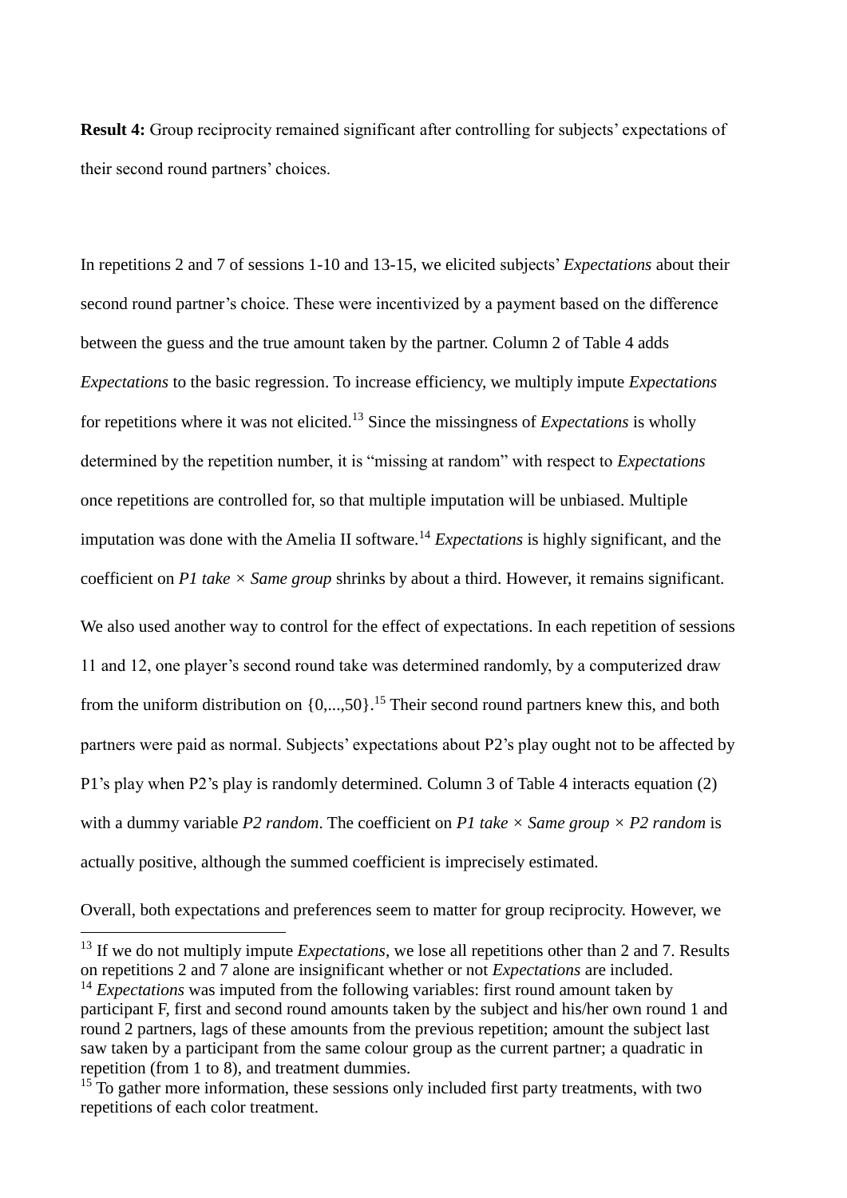**Result 4:** Group reciprocity remained significant after controlling for subjects' expectations of their second round partners' choices.

In repetitions 2 and 7 of sessions 1-10 and 13-15, we elicited subjects' *Expectations* about their second round partner's choice. These were incentivized by a payment based on the difference between the guess and the true amount taken by the partner. Column 2 of Table 4 adds *Expectations* to the basic regression. To increase efficiency, we multiply impute *Expectations* for repetitions where it was not elicited.[13] Since the missingness of *Expectations* is wholly determined by the repetition number, it is "missing at random" with respect to *Expectations* once repetitions are controlled for, so that multiple imputation will be unbiased. Multiple imputation was done with the Amelia II software.[14] *Expectations* is highly significant, and the coefficient on *P1 take × Same group* shrinks by about a third. However, it remains significant.

We also used another way to control for the effect of expectations. In each repetition of sessions 11 and 12, one player's second round take was determined randomly, by a computerized draw from the uniform distribution on {0,...,50}.[15] Their second round partners knew this, and both partners were paid as normal. Subjects' expectations about P2's play ought not to be affected by P1's play when P2's play is randomly determined. Column 3 of Table 4 interacts equation (2) with a dummy variable *P2 random*. The coefficient on *P1 take × Same group × P2 random* is actually positive, although the summed coefficient is imprecisely estimated.

Overall, both expectations and preferences seem to matter for group reciprocity. However, we

[13] If we do not multiply impute *Expectations*, we lose all repetitions other than 2 and 7. Results on repetitions 2 and 7 alone are insignificant whether or not *Expectations* are included.

[14] *Expectations* was imputed from the following variables: first round amount taken by participant F, first and second round amounts taken by the subject and his/her own round 1 and round 2 partners, lags of these amounts from the previous repetition; amount the subject last saw taken by a participant from the same colour group as the current partner; a quadratic in repetition (from 1 to 8), and treatment dummies.

[15] To gather more information, these sessions only included first party treatments, with two repetitions of each color treatment.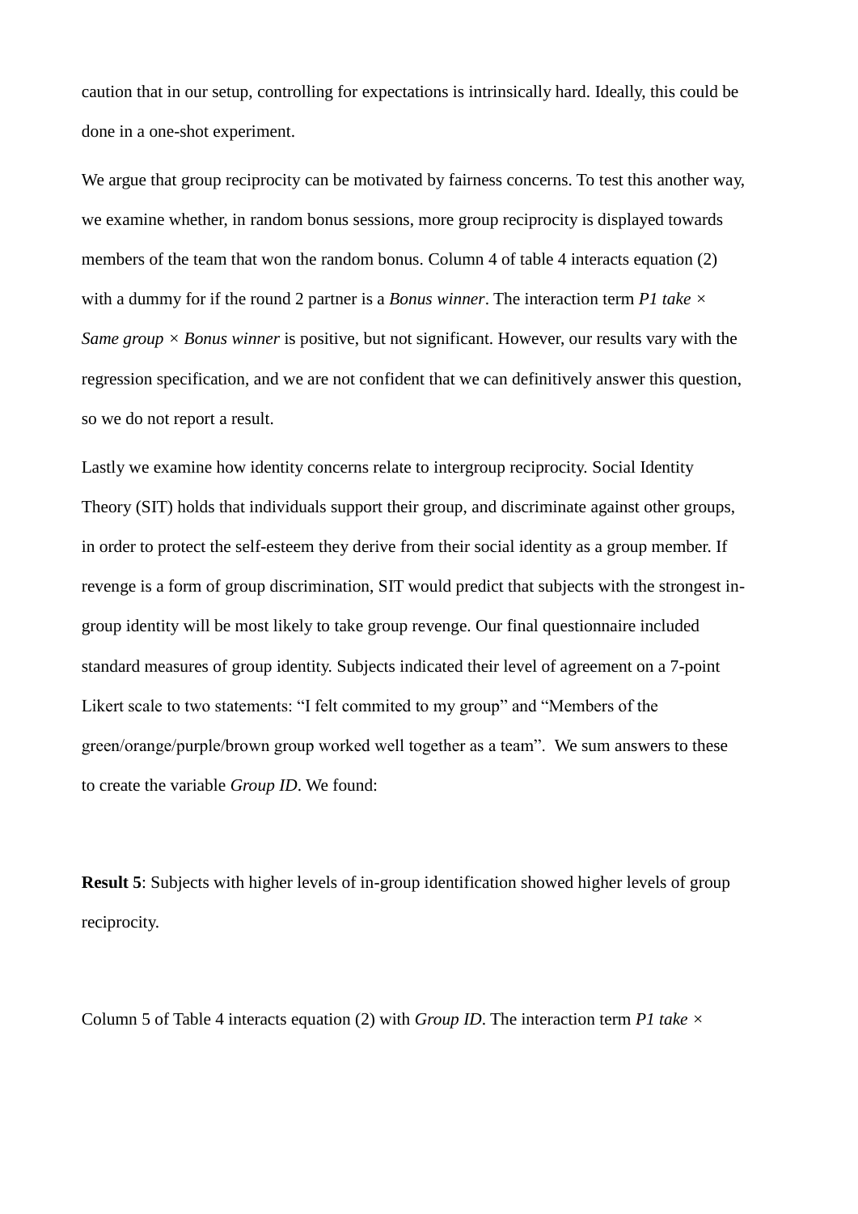caution that in our setup, controlling for expectations is intrinsically hard. Ideally, this could be done in a one-shot experiment.

We argue that group reciprocity can be motivated by fairness concerns. To test this another way, we examine whether, in random bonus sessions, more group reciprocity is displayed towards members of the team that won the random bonus. Column 4 of table 4 interacts equation (2) with a dummy for if the round 2 partner is a *Bonus winner*. The interaction term *P1 take* × *Same group* × *Bonus winner* is positive, but not significant. However, our results vary with the regression specification, and we are not confident that we can definitively answer this question, so we do not report a result.

Lastly we examine how identity concerns relate to intergroup reciprocity. Social Identity Theory (SIT) holds that individuals support their group, and discriminate against other groups, in order to protect the self-esteem they derive from their social identity as a group member. If revenge is a form of group discrimination, SIT would predict that subjects with the strongest in-group identity will be most likely to take group revenge. Our final questionnaire included standard measures of group identity. Subjects indicated their level of agreement on a 7-point Likert scale to two statements: "I felt commited to my group" and "Members of the green/orange/purple/brown group worked well together as a team". We sum answers to these to create the variable *Group ID*. We found:

**Result 5**: Subjects with higher levels of in-group identification showed higher levels of group reciprocity.

Column 5 of Table 4 interacts equation (2) with *Group ID*. The interaction term *P1 take* ×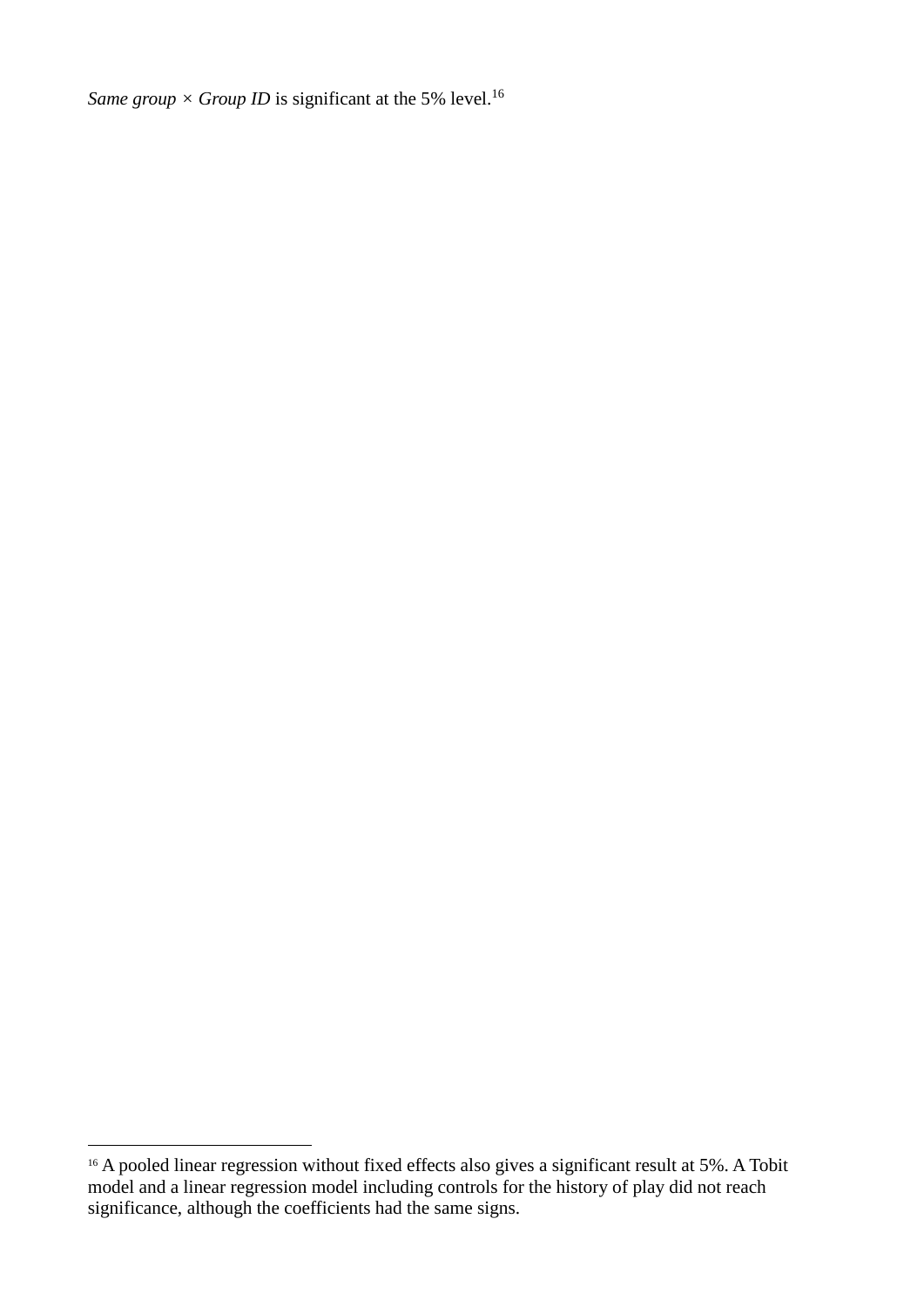*Same group* × *Group ID* is significant at the 5% level.[16]

[16] A pooled linear regression without fixed effects also gives a significant result at 5%. A Tobit model and a linear regression model including controls for the history of play did not reach significance, although the coefficients had the same signs.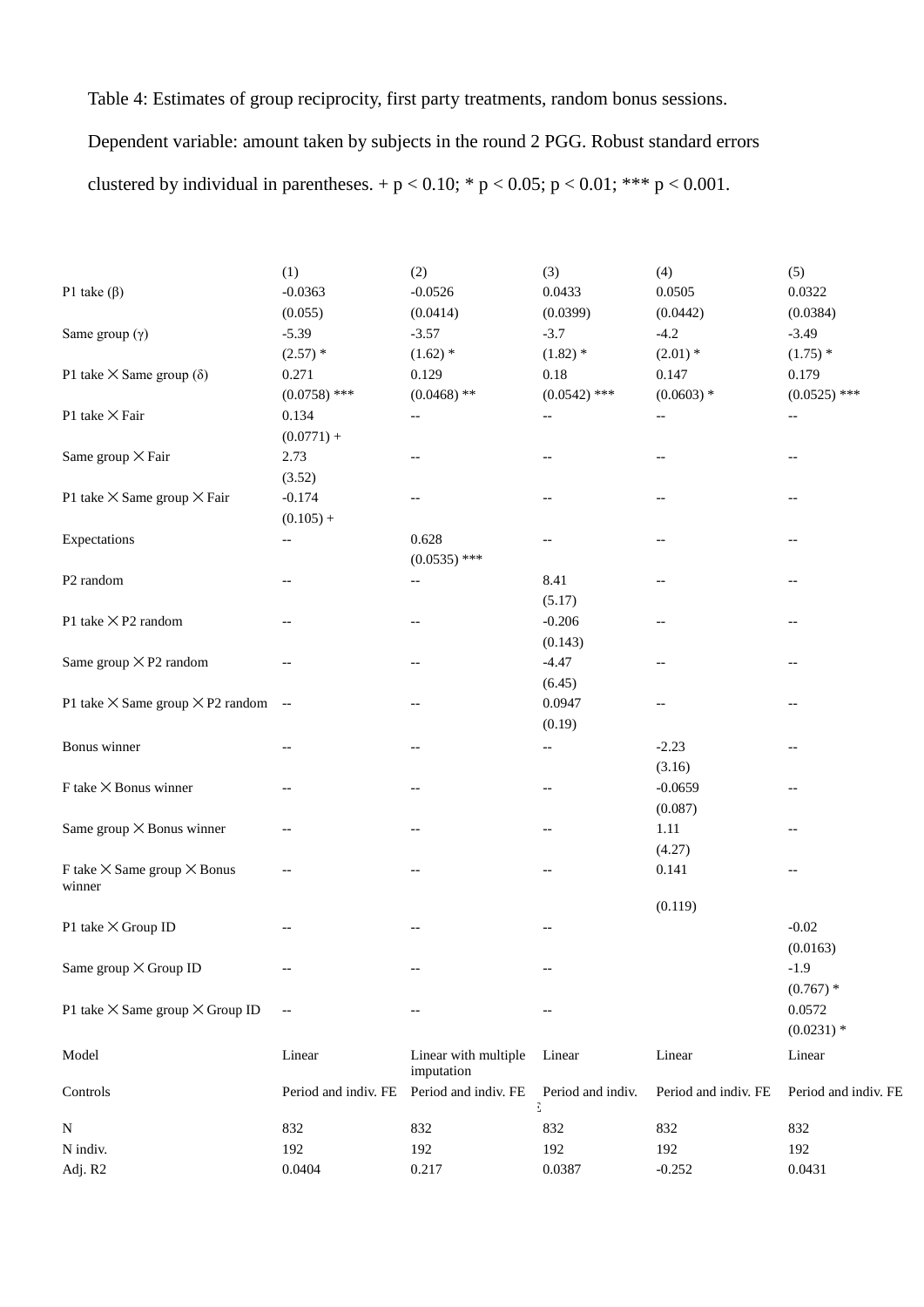Table 4: Estimates of group reciprocity, first party treatments, random bonus sessions. Dependent variable: amount taken by subjects in the round 2 PGG. Robust standard errors clustered by individual in parentheses. + p < 0.10; * p < 0.05; p < 0.01; *** p < 0.001.

| | (1) | (2) | (3) | (4) | (5) |
|---|---|---|---|---|---|
| P1 take (β) | -0.0363 | -0.0526 | 0.0433 | 0.0505 | 0.0322 |
| | (0.055) | (0.0414) | (0.0399) | (0.0442) | (0.0384) |
| Same group (γ) | -5.39 | -3.57 | -3.7 | -4.2 | -3.49 |
| | (2.57) * | (1.62) * | (1.82) * | (2.01) * | (1.75) * |
| P1 take × Same group (δ) | 0.271 | 0.129 | 0.18 | 0.147 | 0.179 |
| | (0.0758) *** | (0.0468) ** | (0.0542) *** | (0.0603) * | (0.0525) *** |
| P1 take × Fair | 0.134 | -- | -- | -- | -- |
| | (0.0771) + | | | | |
| Same group × Fair | 2.73 | -- | -- | -- | -- |
| | (3.52) | | | | |
| P1 take × Same group × Fair | -0.174 | -- | -- | -- | -- |
| | (0.105) + | | | | |
| Expectations | -- | 0.628 | -- | -- | -- |
| | | (0.0535) *** | | | |
| P2 random | -- | -- | 8.41 | -- | -- |
| | | | (5.17) | | |
| P1 take × P2 random | -- | -- | -0.206 | -- | -- |
| | | | (0.143) | | |
| Same group × P2 random | -- | -- | -4.47 | -- | -- |
| | | | (6.45) | | |
| P1 take × Same group × P2 random | -- | -- | 0.0947 | -- | -- |
| | | | (0.19) | | |
| Bonus winner | -- | -- | -- | -2.23 | -- |
| | | | | (3.16) | |
| F take × Bonus winner | -- | -- | -- | -0.0659 | -- |
| | | | | (0.087) | |
| Same group × Bonus winner | -- | -- | -- | 1.11 | -- |
| | | | | (4.27) | |
| F take × Same group × Bonus winner | -- | -- | -- | 0.141 | -- |
| | | | | (0.119) | |
| P1 take × Group ID | -- | -- | -- | | -0.02 |
| | | | | | (0.0163) |
| Same group × Group ID | -- | -- | -- | | -1.9 |
| | | | | | (0.767) * |
| P1 take × Same group × Group ID | -- | -- | -- | | 0.0572 |
| | | | | | (0.0231) * |
| Model | Linear | Linear with multiple imputation | Linear | Linear | Linear |
| Controls | Period and indiv. FE | Period and indiv. FE | Period and indiv. FE | Period and indiv. FE | Period and indiv. FE |
| N | 832 | 832 | 832 | 832 | 832 |
| N indiv. | 192 | 192 | 192 | 192 | 192 |
| Adj. R2 | 0.0404 | 0.217 | 0.0387 | -0.252 | 0.0431 |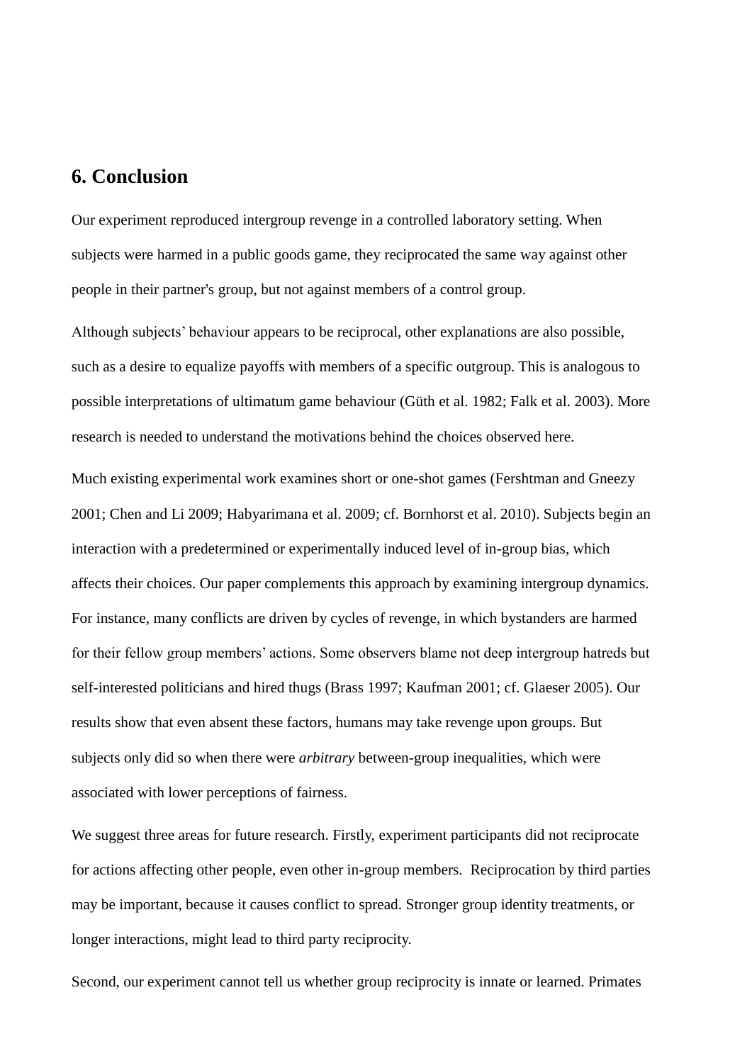## 6. Conclusion

Our experiment reproduced intergroup revenge in a controlled laboratory setting. When subjects were harmed in a public goods game, they reciprocated the same way against other people in their partner's group, but not against members of a control group.

Although subjects' behaviour appears to be reciprocal, other explanations are also possible, such as a desire to equalize payoffs with members of a specific outgroup. This is analogous to possible interpretations of ultimatum game behaviour (Güth et al. 1982; Falk et al. 2003). More research is needed to understand the motivations behind the choices observed here.

Much existing experimental work examines short or one-shot games (Fershtman and Gneezy 2001; Chen and Li 2009; Habyarimana et al. 2009; cf. Bornhorst et al. 2010). Subjects begin an interaction with a predetermined or experimentally induced level of in-group bias, which affects their choices. Our paper complements this approach by examining intergroup dynamics. For instance, many conflicts are driven by cycles of revenge, in which bystanders are harmed for their fellow group members' actions. Some observers blame not deep intergroup hatreds but self-interested politicians and hired thugs (Brass 1997; Kaufman 2001; cf. Glaeser 2005). Our results show that even absent these factors, humans may take revenge upon groups. But subjects only did so when there were *arbitrary* between-group inequalities, which were associated with lower perceptions of fairness.

We suggest three areas for future research. Firstly, experiment participants did not reciprocate for actions affecting other people, even other in-group members. Reciprocation by third parties may be important, because it causes conflict to spread. Stronger group identity treatments, or longer interactions, might lead to third party reciprocity.

Second, our experiment cannot tell us whether group reciprocity is innate or learned. Primates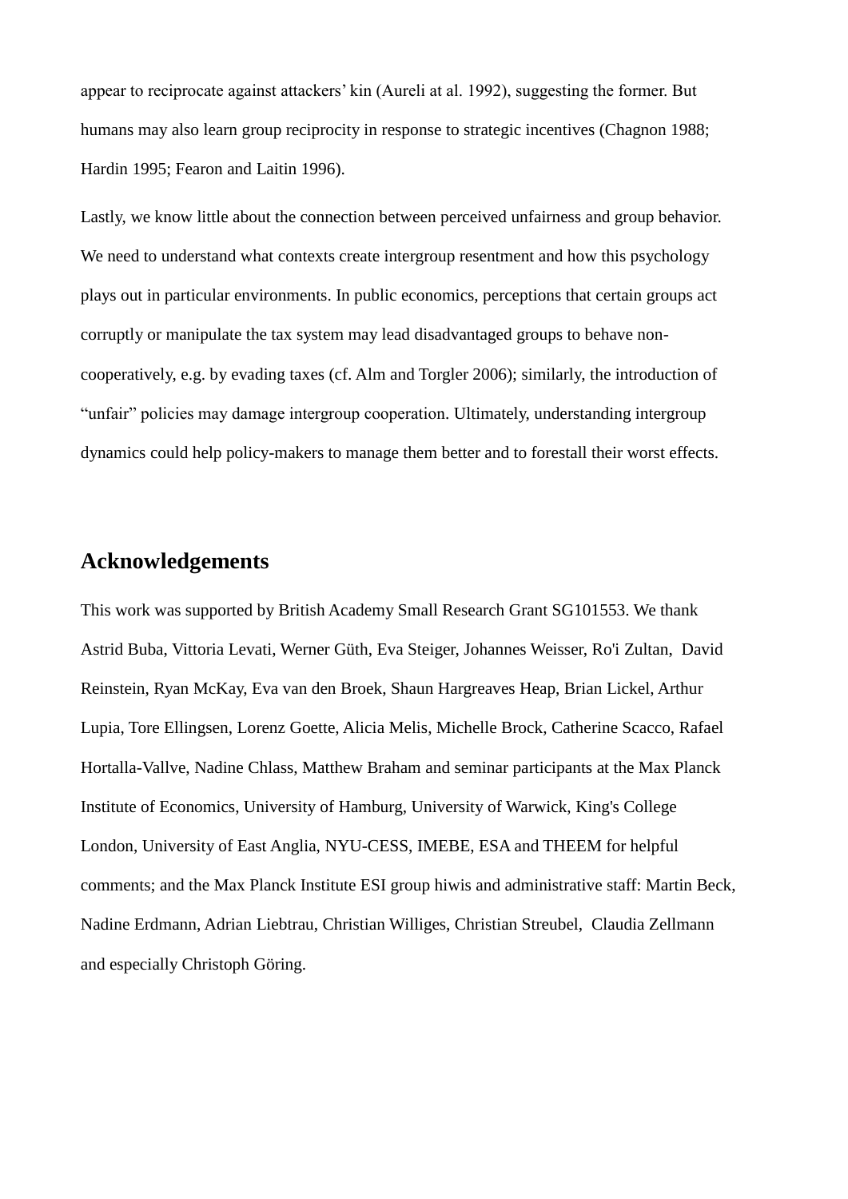appear to reciprocate against attackers' kin (Aureli at al. 1992), suggesting the former. But humans may also learn group reciprocity in response to strategic incentives (Chagnon 1988; Hardin 1995; Fearon and Laitin 1996).

Lastly, we know little about the connection between perceived unfairness and group behavior. We need to understand what contexts create intergroup resentment and how this psychology plays out in particular environments. In public economics, perceptions that certain groups act corruptly or manipulate the tax system may lead disadvantaged groups to behave non-cooperatively, e.g. by evading taxes (cf. Alm and Torgler 2006); similarly, the introduction of "unfair" policies may damage intergroup cooperation. Ultimately, understanding intergroup dynamics could help policy-makers to manage them better and to forestall their worst effects.

## Acknowledgements

This work was supported by British Academy Small Research Grant SG101553. We thank Astrid Buba, Vittoria Levati, Werner Güth, Eva Steiger, Johannes Weisser, Ro'i Zultan, David Reinstein, Ryan McKay, Eva van den Broek, Shaun Hargreaves Heap, Brian Lickel, Arthur Lupia, Tore Ellingsen, Lorenz Goette, Alicia Melis, Michelle Brock, Catherine Scacco, Rafael Hortalla-Vallve, Nadine Chlass, Matthew Braham and seminar participants at the Max Planck Institute of Economics, University of Hamburg, University of Warwick, King's College London, University of East Anglia, NYU-CESS, IMEBE, ESA and THEEM for helpful comments; and the Max Planck Institute ESI group hiwis and administrative staff: Martin Beck, Nadine Erdmann, Adrian Liebtrau, Christian Williges, Christian Streubel, Claudia Zellmann and especially Christoph Göring.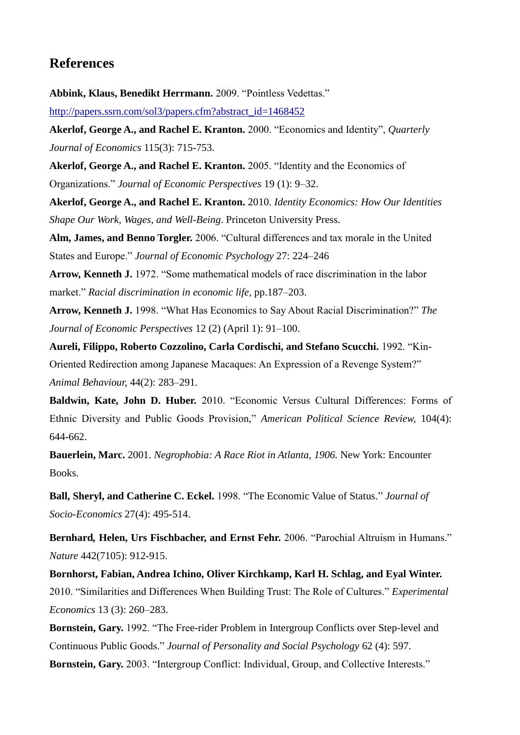## References

**Abbink, Klaus, Benedikt Herrmann.** 2009. "Pointless Vedettas." http://papers.ssrn.com/sol3/papers.cfm?abstract_id=1468452

**Akerlof, George A., and Rachel E. Kranton.** 2000. "Economics and Identity", *Quarterly Journal of Economics* 115(3): 715-753.

**Akerlof, George A., and Rachel E. Kranton.** 2005. "Identity and the Economics of Organizations." *Journal of Economic Perspectives* 19 (1): 9–32.

**Akerlof, George A., and Rachel E. Kranton.** 2010. *Identity Economics: How Our Identities Shape Our Work, Wages, and Well-Being*. Princeton University Press.

**Alm, James, and Benno Torgler.** 2006. "Cultural differences and tax morale in the United States and Europe." *Journal of Economic Psychology* 27: 224–246

**Arrow, Kenneth J.** 1972. "Some mathematical models of race discrimination in the labor market." *Racial discrimination in economic life*, pp.187–203.

**Arrow, Kenneth J.** 1998. "What Has Economics to Say About Racial Discrimination?" *The Journal of Economic Perspectives* 12 (2) (April 1): 91–100.

**Aureli, Filippo, Roberto Cozzolino, Carla Cordischi, and Stefano Scucchi.** 1992. "Kin-Oriented Redirection among Japanese Macaques: An Expression of a Revenge System?" *Animal Behaviour,* 44(2): 283–291.

**Baldwin, Kate, John D. Huber.** 2010. "Economic Versus Cultural Differences: Forms of Ethnic Diversity and Public Goods Provision," *American Political Science Review,* 104(4): 644-662.

**Bauerlein, Marc.** 2001. *Negrophobia: A Race Riot in Atlanta, 1906.* New York: Encounter Books.

**Ball, Sheryl, and Catherine C. Eckel.** 1998. "The Economic Value of Status." *Journal of Socio-Economics* 27(4): 495-514.

**Bernhard, Helen, Urs Fischbacher, and Ernst Fehr.** 2006. "Parochial Altruism in Humans." *Nature* 442(7105): 912-915.

**Bornhorst, Fabian, Andrea Ichino, Oliver Kirchkamp, Karl H. Schlag, and Eyal Winter.** 2010. "Similarities and Differences When Building Trust: The Role of Cultures." *Experimental Economics* 13 (3): 260–283.

**Bornstein, Gary.** 1992. "The Free-rider Problem in Intergroup Conflicts over Step-level and Continuous Public Goods." *Journal of Personality and Social Psychology* 62 (4): 597.

**Bornstein, Gary.** 2003. "Intergroup Conflict: Individual, Group, and Collective Interests."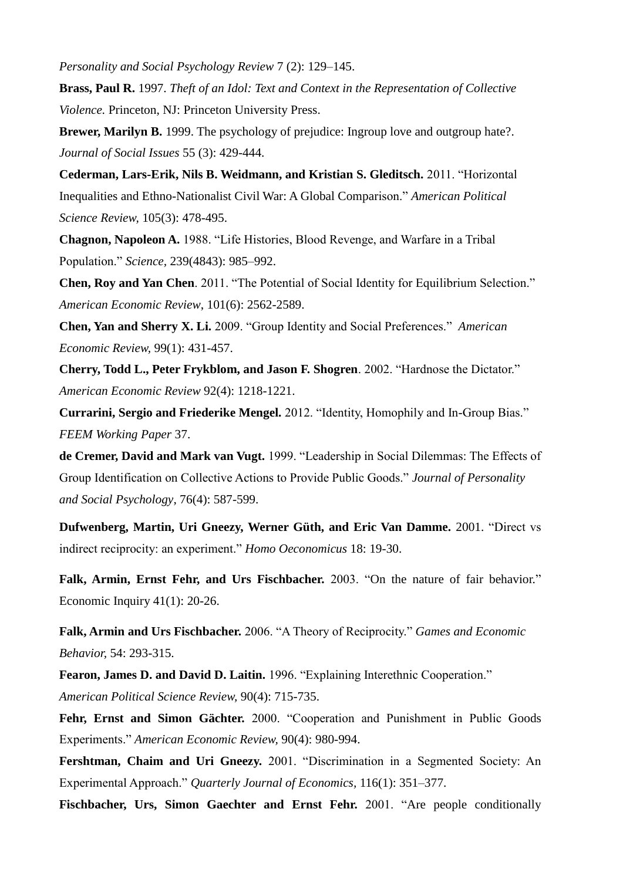*Personality and Social Psychology Review* 7 (2): 129–145.

**Brass, Paul R.** 1997. *Theft of an Idol: Text and Context in the Representation of Collective Violence.* Princeton, NJ: Princeton University Press.

**Brewer, Marilyn B.** 1999. The psychology of prejudice: Ingroup love and outgroup hate?. *Journal of Social Issues* 55 (3): 429-444.

**Cederman, Lars-Erik, Nils B. Weidmann, and Kristian S. Gleditsch.** 2011. "Horizontal Inequalities and Ethno-Nationalist Civil War: A Global Comparison." *American Political Science Review,* 105(3): 478-495.

**Chagnon, Napoleon A.** 1988. "Life Histories, Blood Revenge, and Warfare in a Tribal Population." *Science,* 239(4843): 985–992.

**Chen, Roy and Yan Chen**. 2011. "The Potential of Social Identity for Equilibrium Selection." *American Economic Review*, 101(6): 2562-2589.

**Chen, Yan and Sherry X. Li.** 2009. "Group Identity and Social Preferences." *American Economic Review,* 99(1): 431-457.

**Cherry, Todd L., Peter Frykblom, and Jason F. Shogren**. 2002. "Hardnose the Dictator." *American Economic Review* 92(4): 1218-1221.

**Currarini, Sergio and Friederike Mengel.** 2012. "Identity, Homophily and In-Group Bias." *FEEM Working Paper* 37.

**de Cremer, David and Mark van Vugt.** 1999. "Leadership in Social Dilemmas: The Effects of Group Identification on Collective Actions to Provide Public Goods." *Journal of Personality and Social Psychology*, 76(4): 587-599.

**Dufwenberg, Martin, Uri Gneezy, Werner Güth, and Eric Van Damme.** 2001. "Direct vs indirect reciprocity: an experiment." *Homo Oeconomicus* 18: 19-30.

**Falk, Armin, Ernst Fehr, and Urs Fischbacher.** 2003. "On the nature of fair behavior." Economic Inquiry 41(1): 20-26.

**Falk, Armin and Urs Fischbacher.** 2006. "A Theory of Reciprocity." *Games and Economic Behavior,* 54: 293-315.

**Fearon, James D. and David D. Laitin.** 1996. "Explaining Interethnic Cooperation." *American Political Science Review,* 90(4): 715-735.

**Fehr, Ernst and Simon Gächter.** 2000. "Cooperation and Punishment in Public Goods Experiments." *American Economic Review,* 90(4): 980-994.

**Fershtman, Chaim and Uri Gneezy.** 2001. "Discrimination in a Segmented Society: An Experimental Approach." *Quarterly Journal of Economics,* 116(1): 351–377.

**Fischbacher, Urs, Simon Gaechter and Ernst Fehr.** 2001. "Are people conditionally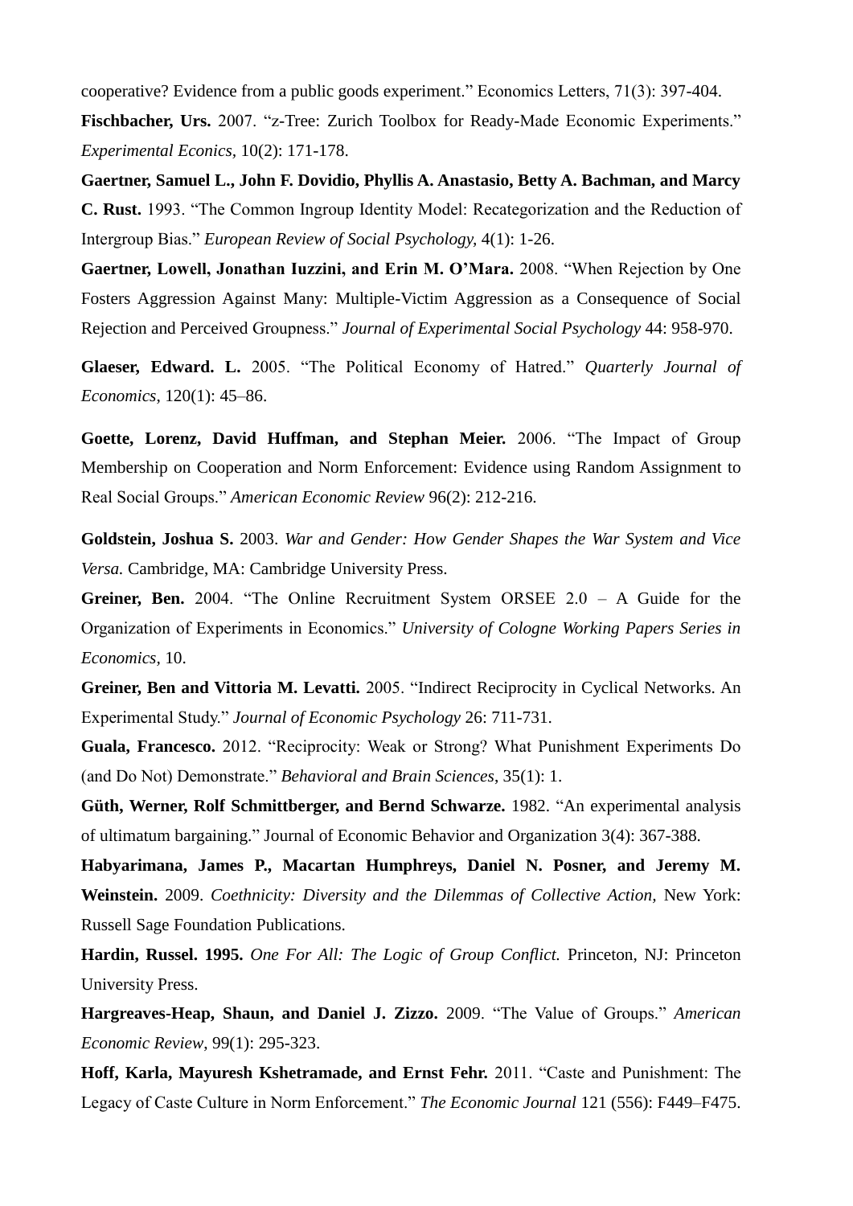cooperative? Evidence from a public goods experiment." Economics Letters, 71(3): 397-404.

**Fischbacher, Urs.** 2007. "z-Tree: Zurich Toolbox for Ready-Made Economic Experiments." *Experimental Econics,* 10(2): 171-178.

**Gaertner, Samuel L., John F. Dovidio, Phyllis A. Anastasio, Betty A. Bachman, and Marcy C. Rust.** 1993. "The Common Ingroup Identity Model: Recategorization and the Reduction of Intergroup Bias." *European Review of Social Psychology,* 4(1): 1-26.

**Gaertner, Lowell, Jonathan Iuzzini, and Erin M. O'Mara.** 2008. "When Rejection by One Fosters Aggression Against Many: Multiple-Victim Aggression as a Consequence of Social Rejection and Perceived Groupness." *Journal of Experimental Social Psychology* 44: 958-970.

**Glaeser, Edward. L.** 2005. "The Political Economy of Hatred." *Quarterly Journal of Economics*, 120(1): 45–86.

**Goette, Lorenz, David Huffman, and Stephan Meier.** 2006. "The Impact of Group Membership on Cooperation and Norm Enforcement: Evidence using Random Assignment to Real Social Groups." *American Economic Review* 96(2): 212-216.

**Goldstein, Joshua S.** 2003. *War and Gender: How Gender Shapes the War System and Vice Versa.* Cambridge, MA: Cambridge University Press.

**Greiner, Ben.** 2004. "The Online Recruitment System ORSEE 2.0 – A Guide for the Organization of Experiments in Economics." *University of Cologne Working Papers Series in Economics*, 10.

**Greiner, Ben and Vittoria M. Levatti.** 2005. "Indirect Reciprocity in Cyclical Networks. An Experimental Study." *Journal of Economic Psychology* 26: 711-731.

**Guala, Francesco.** 2012. "Reciprocity: Weak or Strong? What Punishment Experiments Do (and Do Not) Demonstrate." *Behavioral and Brain Sciences*, 35(1): 1.

**Güth, Werner, Rolf Schmittberger, and Bernd Schwarze.** 1982. "An experimental analysis of ultimatum bargaining." Journal of Economic Behavior and Organization 3(4): 367-388.

**Habyarimana, James P., Macartan Humphreys, Daniel N. Posner, and Jeremy M. Weinstein.** 2009. *Coethnicity: Diversity and the Dilemmas of Collective Action,* New York: Russell Sage Foundation Publications.

**Hardin, Russel. 1995.** *One For All: The Logic of Group Conflict.* Princeton, NJ: Princeton University Press.

**Hargreaves-Heap, Shaun, and Daniel J. Zizzo.** 2009. "The Value of Groups." *American Economic Review,* 99(1): 295-323.

**Hoff, Karla, Mayuresh Kshetramade, and Ernst Fehr.** 2011. "Caste and Punishment: The Legacy of Caste Culture in Norm Enforcement." *The Economic Journal* 121 (556): F449–F475.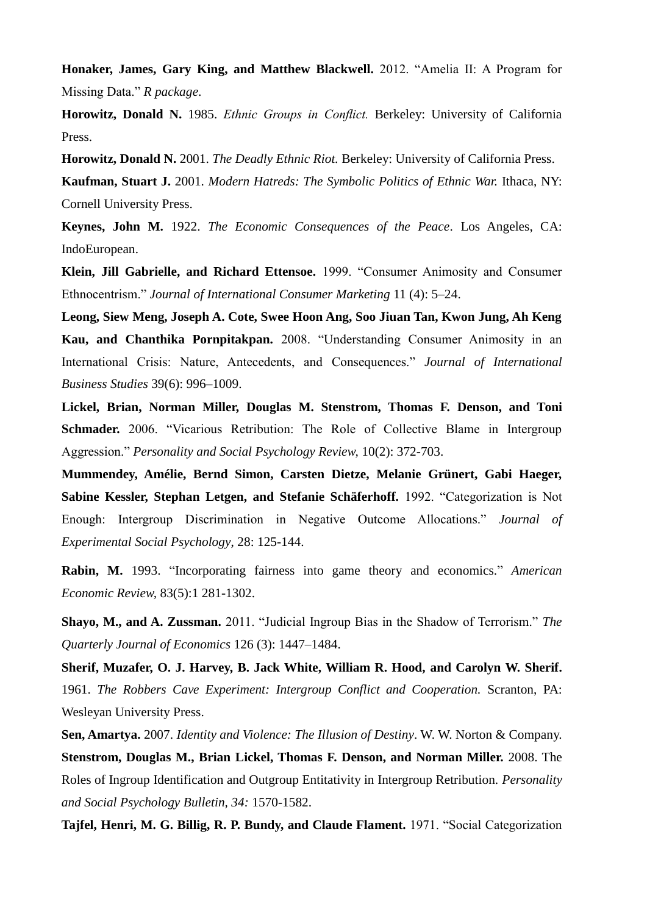**Honaker, James, Gary King, and Matthew Blackwell.** 2012. "Amelia II: A Program for Missing Data." *R package*.

**Horowitz, Donald N.** 1985. *Ethnic Groups in Conflict.* Berkeley: University of California Press.

**Horowitz, Donald N.** 2001. *The Deadly Ethnic Riot.* Berkeley: University of California Press.

**Kaufman, Stuart J.** 2001. *Modern Hatreds: The Symbolic Politics of Ethnic War.* Ithaca, NY: Cornell University Press.

**Keynes, John M.** 1922. *The Economic Consequences of the Peace*. Los Angeles, CA: IndoEuropean.

**Klein, Jill Gabrielle, and Richard Ettensoe.** 1999. "Consumer Animosity and Consumer Ethnocentrism." *Journal of International Consumer Marketing* 11 (4): 5–24.

**Leong, Siew Meng, Joseph A. Cote, Swee Hoon Ang, Soo Jiuan Tan, Kwon Jung, Ah Keng Kau, and Chanthika Pornpitakpan.** 2008. "Understanding Consumer Animosity in an International Crisis: Nature, Antecedents, and Consequences." *Journal of International Business Studies* 39(6): 996–1009.

**Lickel, Brian, Norman Miller, Douglas M. Stenstrom, Thomas F. Denson, and Toni Schmader.** 2006. "Vicarious Retribution: The Role of Collective Blame in Intergroup Aggression." *Personality and Social Psychology Review,* 10(2): 372-703.

**Mummendey, Amélie, Bernd Simon, Carsten Dietze, Melanie Grünert, Gabi Haeger, Sabine Kessler, Stephan Letgen, and Stefanie Schäferhoff.** 1992. "Categorization is Not Enough: Intergroup Discrimination in Negative Outcome Allocations." *Journal of Experimental Social Psychology*, 28: 125-144.

**Rabin, M.** 1993. "Incorporating fairness into game theory and economics." *American Economic Review,* 83(5):1 281-1302.

**Shayo, M., and A. Zussman.** 2011. "Judicial Ingroup Bias in the Shadow of Terrorism." *The Quarterly Journal of Economics* 126 (3): 1447–1484.

**Sherif, Muzafer, O. J. Harvey, B. Jack White, William R. Hood, and Carolyn W. Sherif.** 1961. *The Robbers Cave Experiment: Intergroup Conflict and Cooperation.* Scranton, PA: Wesleyan University Press.

**Sen, Amartya.** 2007. *Identity and Violence: The Illusion of Destiny*. W. W. Norton & Company.

**Stenstrom, Douglas M., Brian Lickel, Thomas F. Denson, and Norman Miller.** 2008. The Roles of Ingroup Identification and Outgroup Entitativity in Intergroup Retribution. *Personality and Social Psychology Bulletin, 34:* 1570-1582.

**Tajfel, Henri, M. G. Billig, R. P. Bundy, and Claude Flament.** 1971. "Social Categorization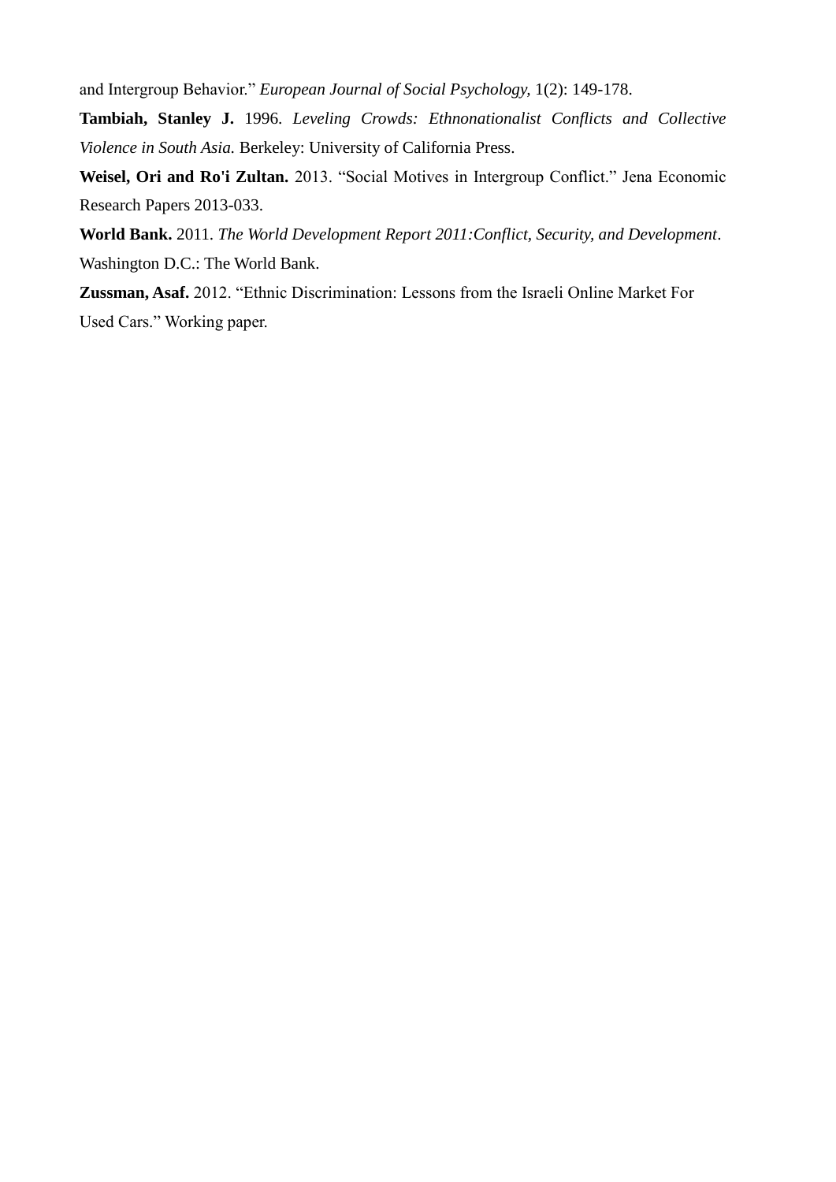and Intergroup Behavior." *European Journal of Social Psychology,* 1(2): 149-178.

**Tambiah, Stanley J.** 1996. *Leveling Crowds: Ethnonationalist Conflicts and Collective Violence in South Asia.* Berkeley: University of California Press.

**Weisel, Ori and Ro'i Zultan.** 2013. "Social Motives in Intergroup Conflict." Jena Economic Research Papers 2013-033.

**World Bank.** 2011. *The World Development Report 2011:Conflict, Security, and Development*. Washington D.C.: The World Bank.

**Zussman, Asaf.** 2012. "Ethnic Discrimination: Lessons from the Israeli Online Market For Used Cars." Working paper.